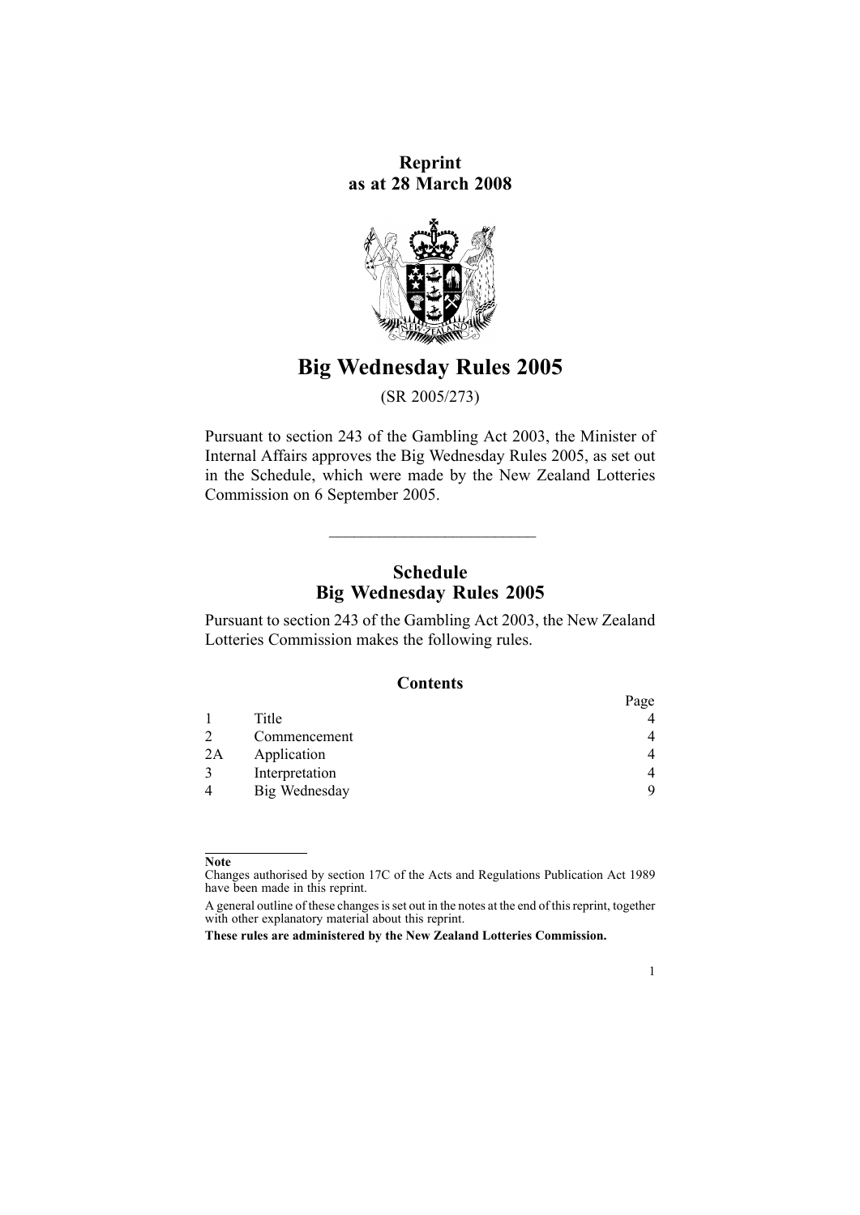**Reprint as at 28 March 2008**

# Big Wednesday Rules 2005

(SR 2005/273)

Pursuant to section 243 of the Gambling Act 2003, the Minister of Internal Affairs approves the Big Wednesday Rules 2005, as set out in the Schedule, which were made by the New Zealand Lotteries Commission on 6 September 2005.

## Schedule
## Big Wednesday Rules 2005

Pursuant to section 243 of the Gambling Act 2003, the New Zealand Lotteries Commission makes the following rules.

### Contents

| | | Page |
|---|---|---|
| 1 | Title | 4 |
| 2 | Commencement | 4 |
| 2A | Application | 4 |
| 3 | Interpretation | 4 |
| 4 | Big Wednesday | 9 |

**Note**

Changes authorised by section 17C of the Acts and Regulations Publication Act 1989 have been made in this reprint.

A general outline of these changes is set out in the notes at the end of this reprint, together with other explanatory material about this reprint.

**These rules are administered by the New Zealand Lotteries Commission.**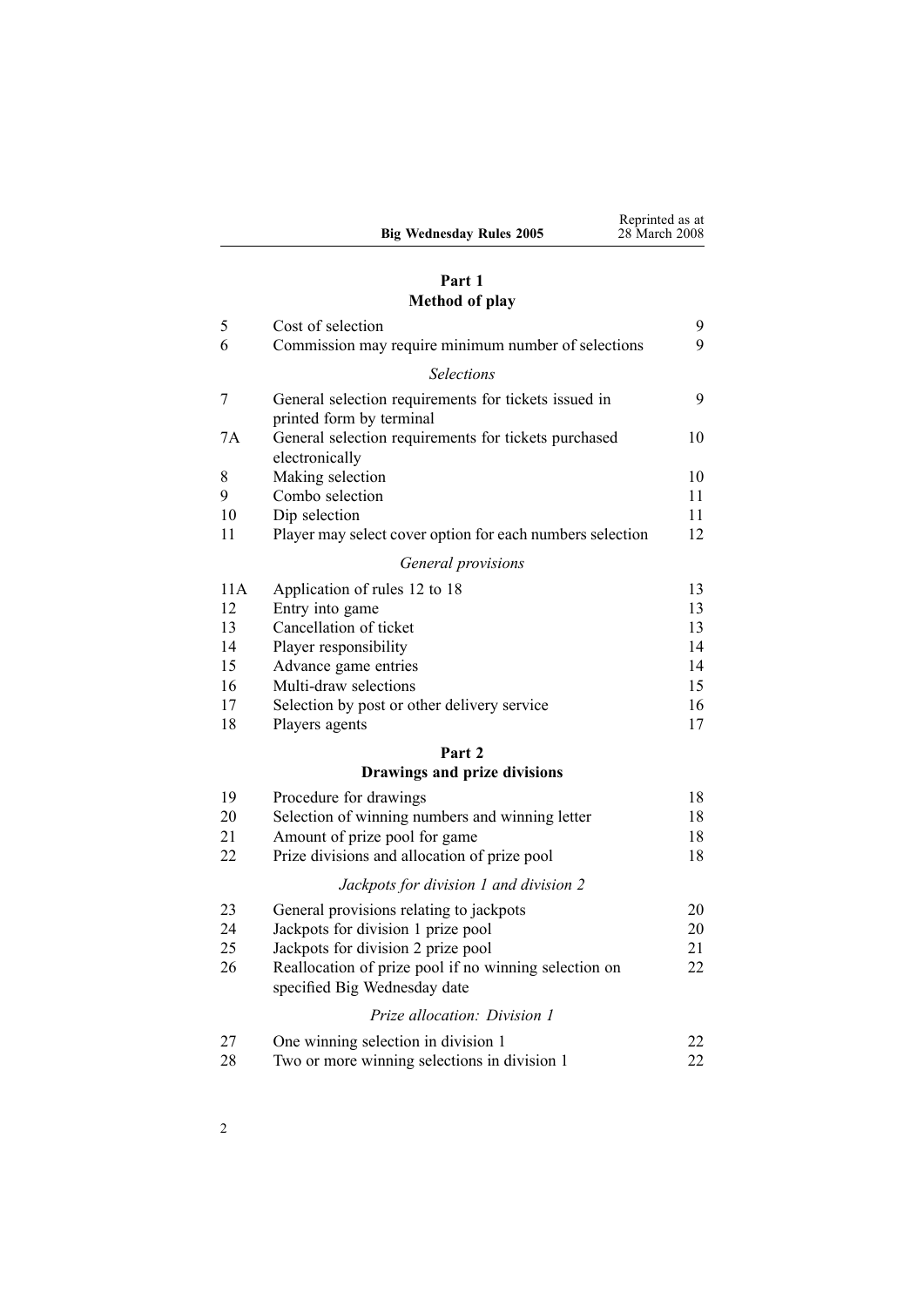## Part 1
## Method of play

| | | |
|---|---|---|
| 5 | Cost of selection | 9 |
| 6 | Commission may require minimum number of selections | 9 |
| | *Selections* | |
| 7 | General selection requirements for tickets issued in printed form by terminal | 9 |
| 7A | General selection requirements for tickets purchased electronically | 10 |
| 8 | Making selection | 10 |
| 9 | Combo selection | 11 |
| 10 | Dip selection | 11 |
| 11 | Player may select cover option for each numbers selection | 12 |
| | *General provisions* | |
| 11A | Application of rules 12 to 18 | 13 |
| 12 | Entry into game | 13 |
| 13 | Cancellation of ticket | 13 |
| 14 | Player responsibility | 14 |
| 15 | Advance game entries | 14 |
| 16 | Multi-draw selections | 15 |
| 17 | Selection by post or other delivery service | 16 |
| 18 | Players agents | 17 |

## Part 2
## Drawings and prize divisions

| | | |
|---|---|---|
| 19 | Procedure for drawings | 18 |
| 20 | Selection of winning numbers and winning letter | 18 |
| 21 | Amount of prize pool for game | 18 |
| 22 | Prize divisions and allocation of prize pool | 18 |
| | *Jackpots for division 1 and division 2* | |
| 23 | General provisions relating to jackpots | 20 |
| 24 | Jackpots for division 1 prize pool | 20 |
| 25 | Jackpots for division 2 prize pool | 21 |
| 26 | Reallocation of prize pool if no winning selection on specified Big Wednesday date | 22 |
| | *Prize allocation: Division 1* | |
| 27 | One winning selection in division 1 | 22 |
| 28 | Two or more winning selections in division 1 | 22 |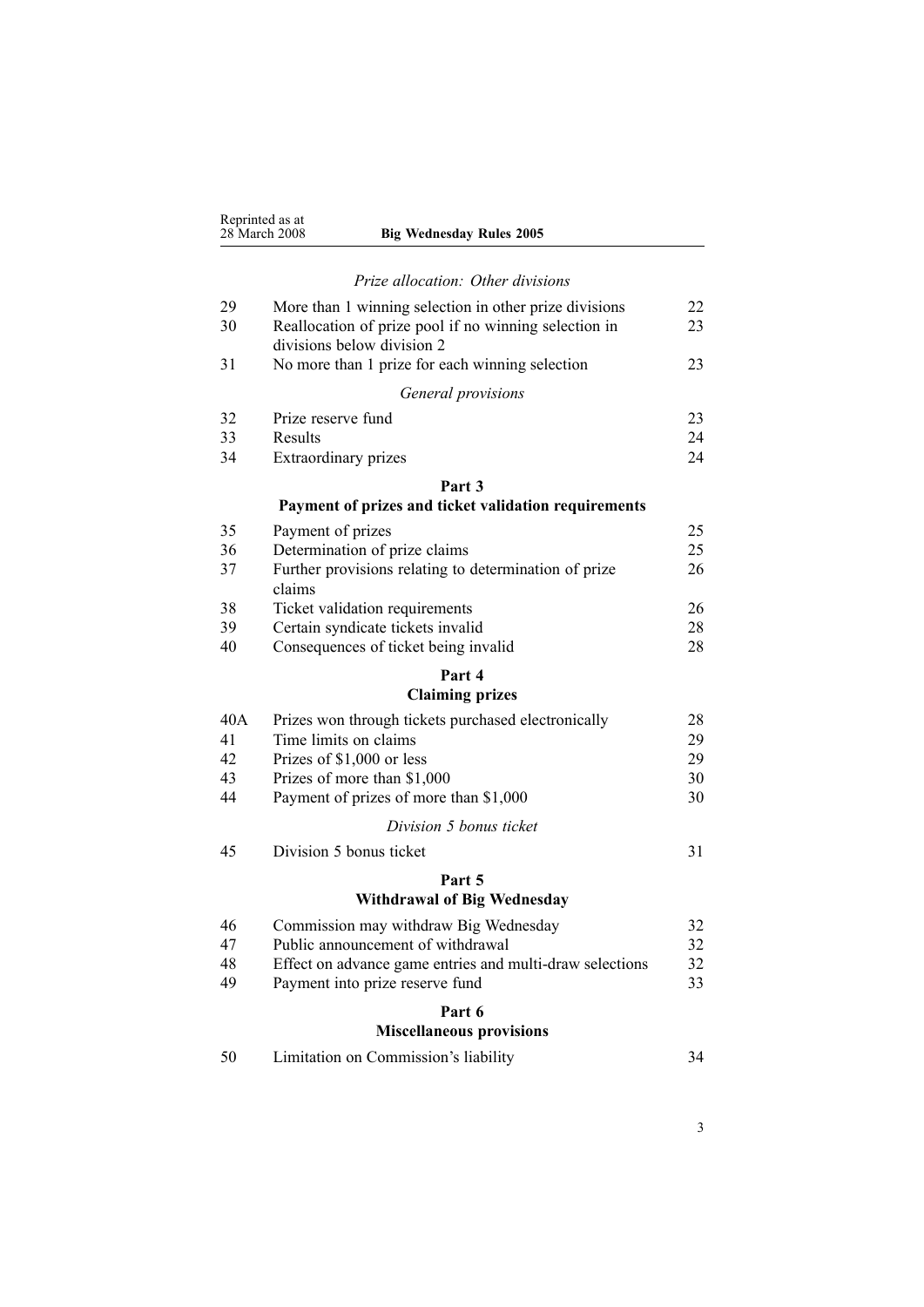*Prize allocation: Other divisions*

| | | |
|---|---|---|
| 29 | More than 1 winning selection in other prize divisions | 22 |
| 30 | Reallocation of prize pool if no winning selection in divisions below division 2 | 23 |
| 31 | No more than 1 prize for each winning selection | 23 |

*General provisions*

| | | |
|---|---|---|
| 32 | Prize reserve fund | 23 |
| 33 | Results | 24 |
| 34 | Extraordinary prizes | 24 |

**Part 3**
**Payment of prizes and ticket validation requirements**

| | | |
|---|---|---|
| 35 | Payment of prizes | 25 |
| 36 | Determination of prize claims | 25 |
| 37 | Further provisions relating to determination of prize claims | 26 |
| 38 | Ticket validation requirements | 26 |
| 39 | Certain syndicate tickets invalid | 28 |
| 40 | Consequences of ticket being invalid | 28 |

**Part 4**
**Claiming prizes**

| | | |
|---|---|---|
| 40A | Prizes won through tickets purchased electronically | 28 |
| 41 | Time limits on claims | 29 |
| 42 | Prizes of $1,000 or less | 29 |
| 43 | Prizes of more than $1,000 | 30 |
| 44 | Payment of prizes of more than $1,000 | 30 |

*Division 5 bonus ticket*

| | | |
|---|---|---|
| 45 | Division 5 bonus ticket | 31 |

**Part 5**
**Withdrawal of Big Wednesday**

| | | |
|---|---|---|
| 46 | Commission may withdraw Big Wednesday | 32 |
| 47 | Public announcement of withdrawal | 32 |
| 48 | Effect on advance game entries and multi-draw selections | 32 |
| 49 | Payment into prize reserve fund | 33 |

**Part 6**
**Miscellaneous provisions**

| | | |
|---|---|---|
| 50 | Limitation on Commission's liability | 34 |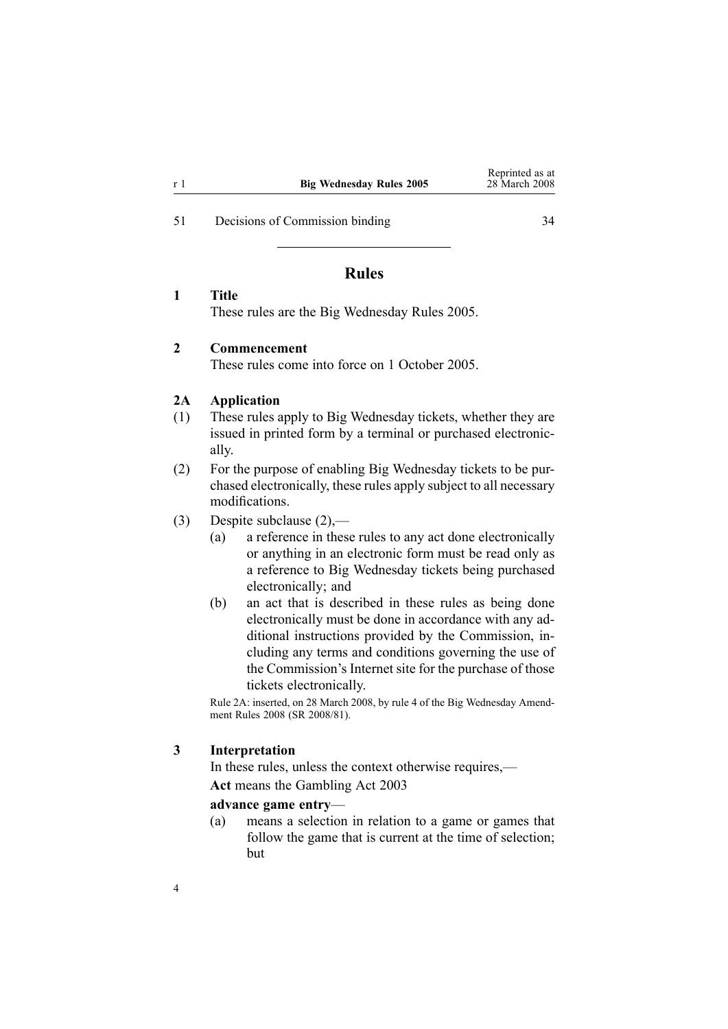51 Decisions of Commission binding 34

## Rules

### 1 Title

These rules are the Big Wednesday Rules 2005.

### 2 Commencement

These rules come into force on 1 October 2005.

### 2A Application

(1) These rules apply to Big Wednesday tickets, whether they are issued in printed form by a terminal or purchased electronically.

(2) For the purpose of enabling Big Wednesday tickets to be purchased electronically, these rules apply subject to all necessary modifications.

(3) Despite subclause (2),—

- (a) a reference in these rules to any act done electronically or anything in an electronic form must be read only as a reference to Big Wednesday tickets being purchased electronically; and
- (b) an act that is described in these rules as being done electronically must be done in accordance with any additional instructions provided by the Commission, including any terms and conditions governing the use of the Commission's Internet site for the purchase of those tickets electronically.

Rule 2A: inserted, on 28 March 2008, by rule 4 of the Big Wednesday Amendment Rules 2008 (SR 2008/81).

### 3 Interpretation

In these rules, unless the context otherwise requires,—

**Act** means the Gambling Act 2003

**advance game entry**—

- (a) means a selection in relation to a game or games that follow the game that is current at the time of selection; but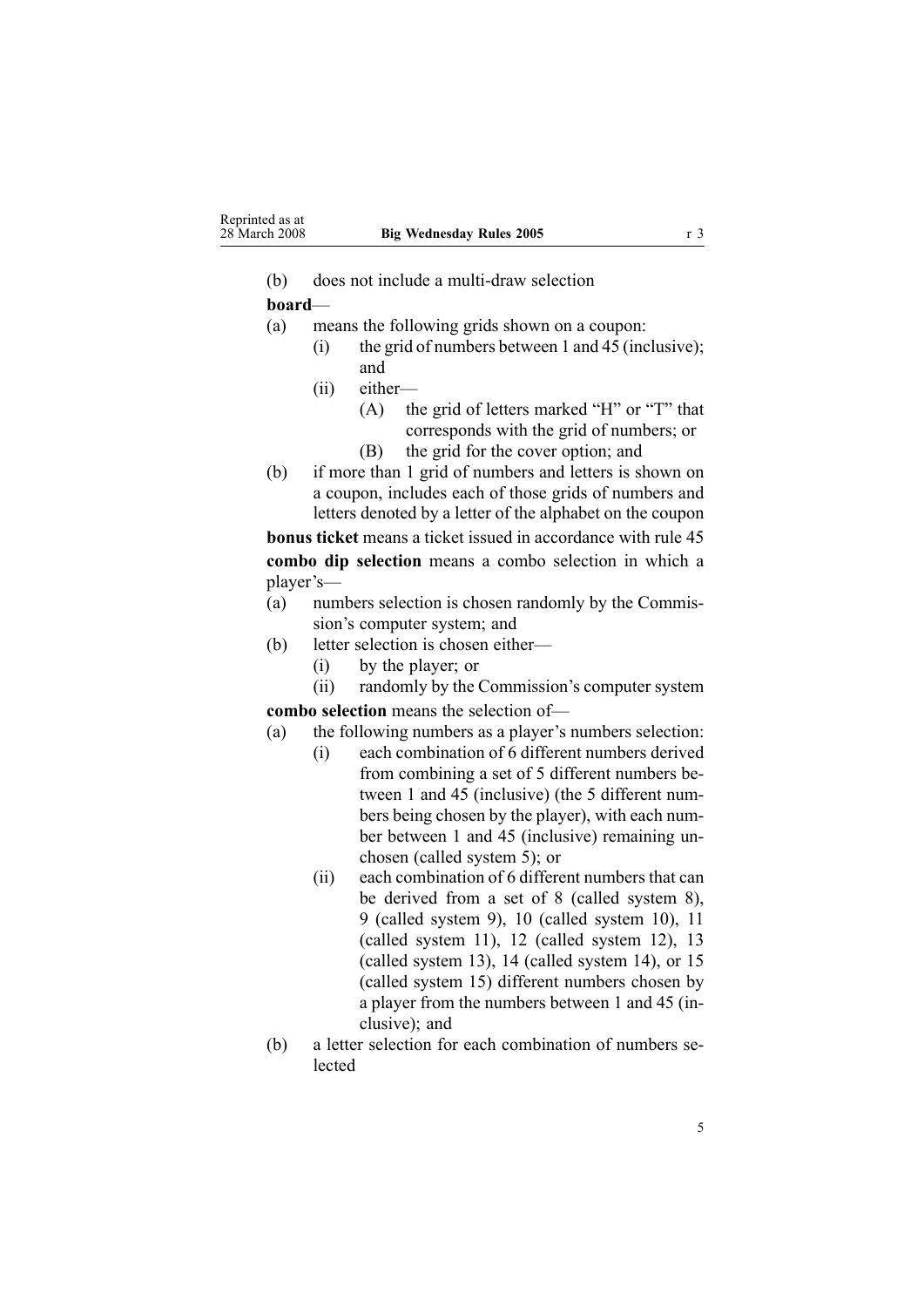(b) does not include a multi-draw selection

**board**—

(a) means the following grids shown on a coupon:
   (i) the grid of numbers between 1 and 45 (inclusive); and
   (ii) either—
      (A) the grid of letters marked "H" or "T" that corresponds with the grid of numbers; or
      (B) the grid for the cover option; and

(b) if more than 1 grid of numbers and letters is shown on a coupon, includes each of those grids of numbers and letters denoted by a letter of the alphabet on the coupon

**bonus ticket** means a ticket issued in accordance with rule 45

**combo dip selection** means a combo selection in which a player's—

(a) numbers selection is chosen randomly by the Commission's computer system; and

(b) letter selection is chosen either—
   (i) by the player; or
   (ii) randomly by the Commission's computer system

**combo selection** means the selection of—

(a) the following numbers as a player's numbers selection:
   (i) each combination of 6 different numbers derived from combining a set of 5 different numbers between 1 and 45 (inclusive) (the 5 different numbers being chosen by the player), with each number between 1 and 45 (inclusive) remaining unchosen (called system 5); or
   (ii) each combination of 6 different numbers that can be derived from a set of 8 (called system 8), 9 (called system 9), 10 (called system 10), 11 (called system 11), 12 (called system 12), 13 (called system 13), 14 (called system 14), or 15 (called system 15) different numbers chosen by a player from the numbers between 1 and 45 (inclusive); and

(b) a letter selection for each combination of numbers selected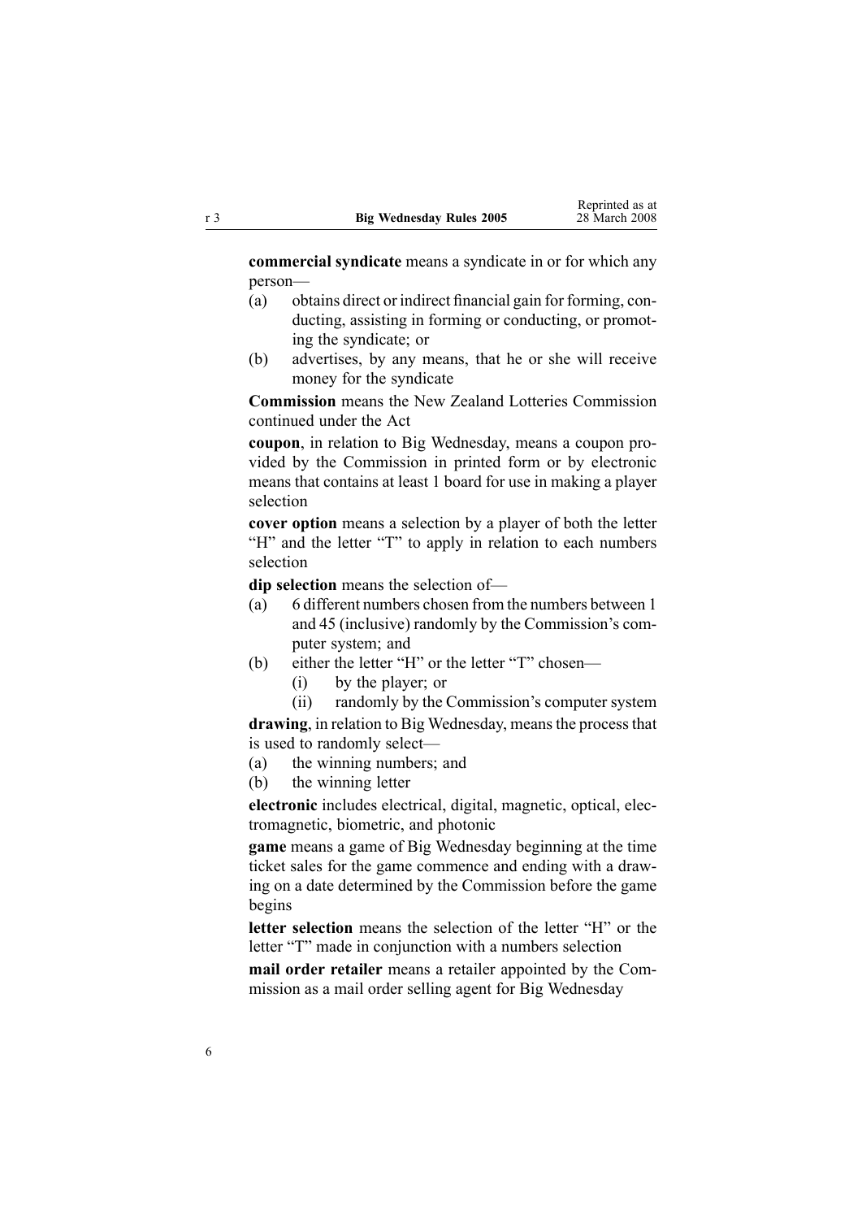**commercial syndicate** means a syndicate in or for which any person—

- (a) obtains direct or indirect financial gain for forming, conducting, assisting in forming or conducting, or promoting the syndicate; or
- (b) advertises, by any means, that he or she will receive money for the syndicate

**Commission** means the New Zealand Lotteries Commission continued under the Act

**coupon**, in relation to Big Wednesday, means a coupon provided by the Commission in printed form or by electronic means that contains at least 1 board for use in making a player selection

**cover option** means a selection by a player of both the letter "H" and the letter "T" to apply in relation to each numbers selection

**dip selection** means the selection of—

- (a) 6 different numbers chosen from the numbers between 1 and 45 (inclusive) randomly by the Commission's computer system; and
- (b) either the letter "H" or the letter "T" chosen—
  - (i) by the player; or
  - (ii) randomly by the Commission's computer system

**drawing**, in relation to Big Wednesday, means the process that is used to randomly select—

- (a) the winning numbers; and
- (b) the winning letter

**electronic** includes electrical, digital, magnetic, optical, electromagnetic, biometric, and photonic

**game** means a game of Big Wednesday beginning at the time ticket sales for the game commence and ending with a drawing on a date determined by the Commission before the game begins

**letter selection** means the selection of the letter "H" or the letter "T" made in conjunction with a numbers selection

**mail order retailer** means a retailer appointed by the Commission as a mail order selling agent for Big Wednesday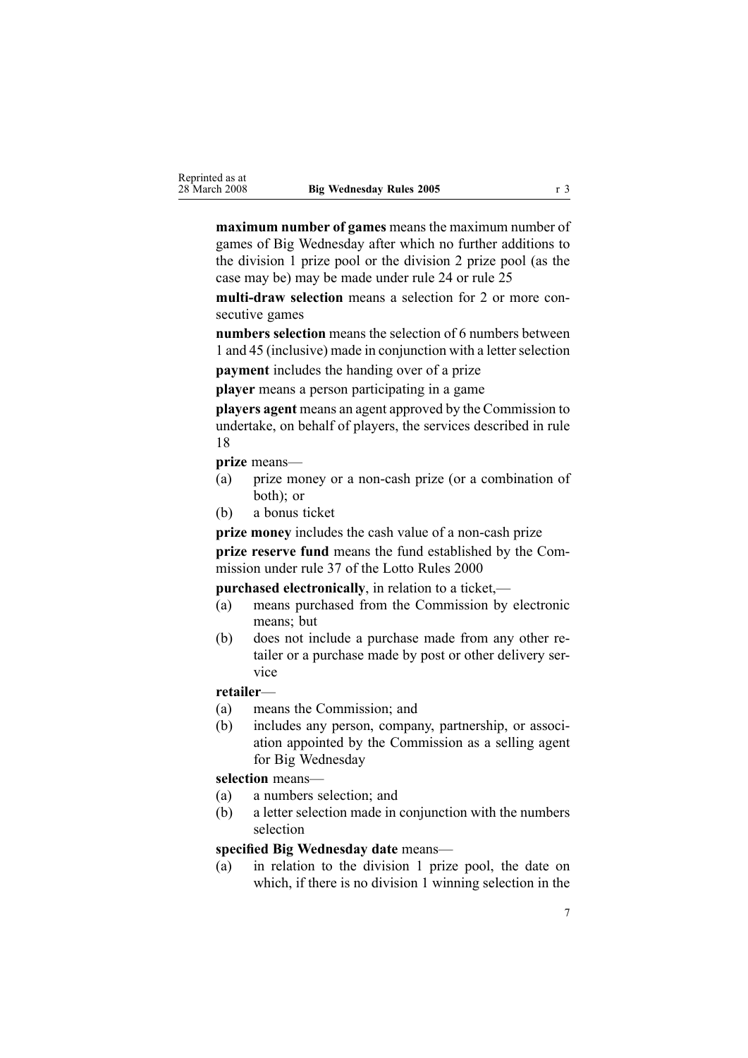**maximum number of games** means the maximum number of games of Big Wednesday after which no further additions to the division 1 prize pool or the division 2 prize pool (as the case may be) may be made under rule 24 or rule 25

**multi-draw selection** means a selection for 2 or more consecutive games

**numbers selection** means the selection of 6 numbers between 1 and 45 (inclusive) made in conjunction with a letter selection

**payment** includes the handing over of a prize

**player** means a person participating in a game

**players agent** means an agent approved by the Commission to undertake, on behalf of players, the services described in rule 18

**prize** means—

(a) prize money or a non-cash prize (or a combination of both); or

(b) a bonus ticket

**prize money** includes the cash value of a non-cash prize

**prize reserve fund** means the fund established by the Commission under rule 37 of the Lotto Rules 2000

**purchased electronically**, in relation to a ticket,—

(a) means purchased from the Commission by electronic means; but

(b) does not include a purchase made from any other retailer or a purchase made by post or other delivery service

**retailer**—

(a) means the Commission; and

(b) includes any person, company, partnership, or association appointed by the Commission as a selling agent for Big Wednesday

**selection** means—

(a) a numbers selection; and

(b) a letter selection made in conjunction with the numbers selection

**specified Big Wednesday date** means—

(a) in relation to the division 1 prize pool, the date on which, if there is no division 1 winning selection in the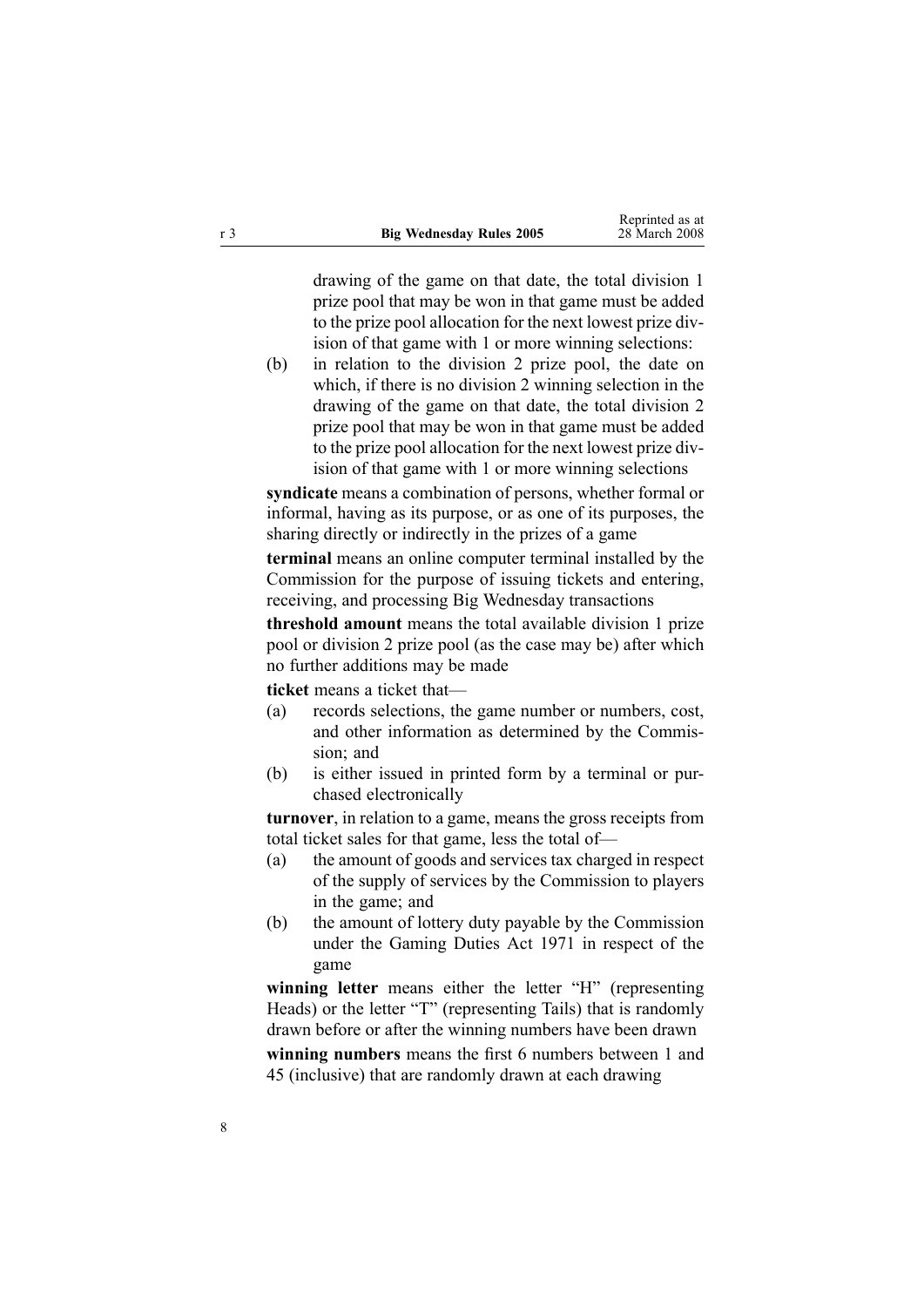drawing of the game on that date, the total division 1 prize pool that may be won in that game must be added to the prize pool allocation for the next lowest prize division of that game with 1 or more winning selections:

(b) in relation to the division 2 prize pool, the date on which, if there is no division 2 winning selection in the drawing of the game on that date, the total division 2 prize pool that may be won in that game must be added to the prize pool allocation for the next lowest prize division of that game with 1 or more winning selections

**syndicate** means a combination of persons, whether formal or informal, having as its purpose, or as one of its purposes, the sharing directly or indirectly in the prizes of a game

**terminal** means an online computer terminal installed by the Commission for the purpose of issuing tickets and entering, receiving, and processing Big Wednesday transactions

**threshold amount** means the total available division 1 prize pool or division 2 prize pool (as the case may be) after which no further additions may be made

**ticket** means a ticket that—

(a) records selections, the game number or numbers, cost, and other information as determined by the Commission; and

(b) is either issued in printed form by a terminal or purchased electronically

**turnover**, in relation to a game, means the gross receipts from total ticket sales for that game, less the total of—

(a) the amount of goods and services tax charged in respect of the supply of services by the Commission to players in the game; and

(b) the amount of lottery duty payable by the Commission under the Gaming Duties Act 1971 in respect of the game

**winning letter** means either the letter "H" (representing Heads) or the letter "T" (representing Tails) that is randomly drawn before or after the winning numbers have been drawn

**winning numbers** means the first 6 numbers between 1 and 45 (inclusive) that are randomly drawn at each drawing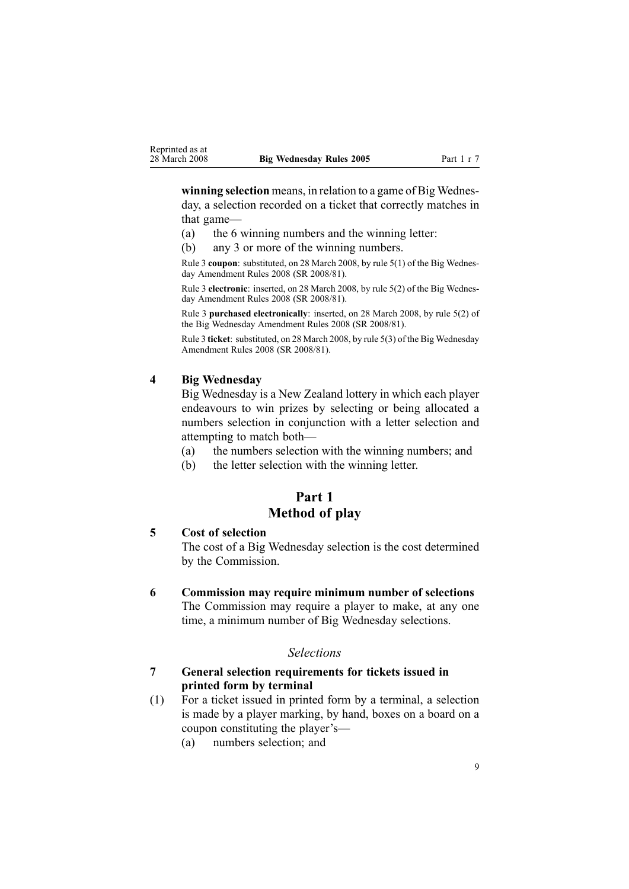**winning selection** means, in relation to a game of Big Wednesday, a selection recorded on a ticket that correctly matches in that game—

(a) the 6 winning numbers and the winning letter:

(b) any 3 or more of the winning numbers.

Rule 3 **coupon**: substituted, on 28 March 2008, by rule 5(1) of the Big Wednesday Amendment Rules 2008 (SR 2008/81).

Rule 3 **electronic**: inserted, on 28 March 2008, by rule 5(2) of the Big Wednesday Amendment Rules 2008 (SR 2008/81).

Rule 3 **purchased electronically**: inserted, on 28 March 2008, by rule 5(2) of the Big Wednesday Amendment Rules 2008 (SR 2008/81).

Rule 3 **ticket**: substituted, on 28 March 2008, by rule 5(3) of the Big Wednesday Amendment Rules 2008 (SR 2008/81).

### 4 Big Wednesday

Big Wednesday is a New Zealand lottery in which each player endeavours to win prizes by selecting or being allocated a numbers selection in conjunction with a letter selection and attempting to match both—

(a) the numbers selection with the winning numbers; and

(b) the letter selection with the winning letter.

## Part 1
## Method of play

### 5 Cost of selection

The cost of a Big Wednesday selection is the cost determined by the Commission.

### 6 Commission may require minimum number of selections

The Commission may require a player to make, at any one time, a minimum number of Big Wednesday selections.

*Selections*

### 7 General selection requirements for tickets issued in printed form by terminal

(1) For a ticket issued in printed form by a terminal, a selection is made by a player marking, by hand, boxes on a board on a coupon constituting the player's—

(a) numbers selection; and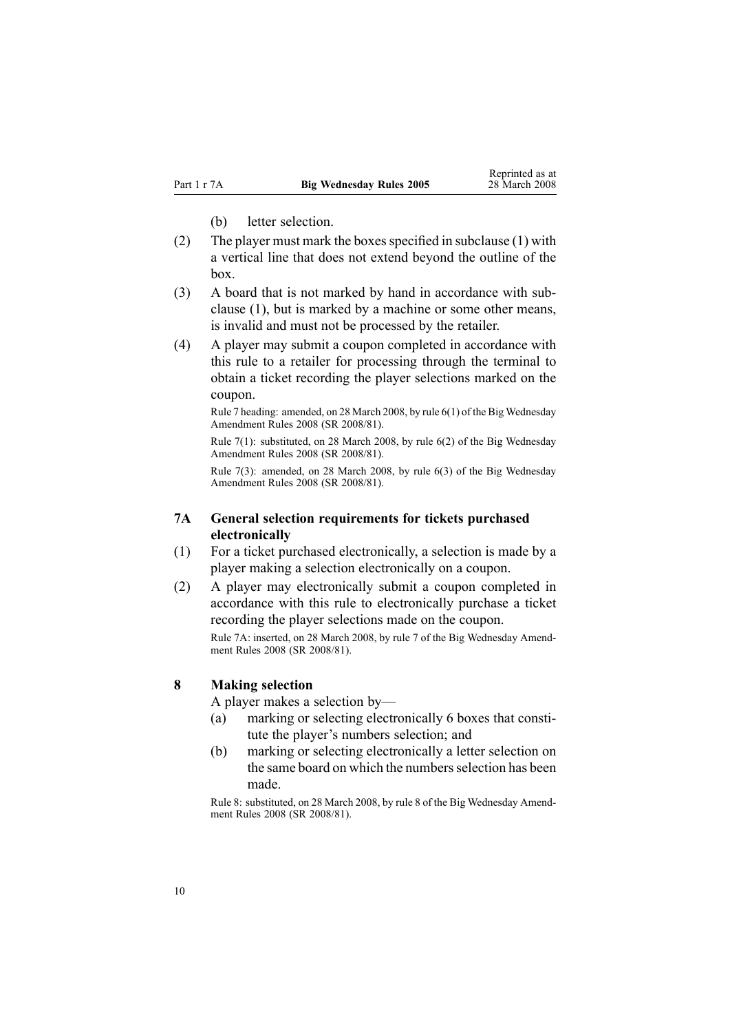(b) letter selection.

(2) The player must mark the boxes specified in subclause (1) with a vertical line that does not extend beyond the outline of the box.

(3) A board that is not marked by hand in accordance with subclause (1), but is marked by a machine or some other means, is invalid and must not be processed by the retailer.

(4) A player may submit a coupon completed in accordance with this rule to a retailer for processing through the terminal to obtain a ticket recording the player selections marked on the coupon.

Rule 7 heading: amended, on 28 March 2008, by rule 6(1) of the Big Wednesday Amendment Rules 2008 (SR 2008/81).

Rule 7(1): substituted, on 28 March 2008, by rule 6(2) of the Big Wednesday Amendment Rules 2008 (SR 2008/81).

Rule 7(3): amended, on 28 March 2008, by rule 6(3) of the Big Wednesday Amendment Rules 2008 (SR 2008/81).

### 7A General selection requirements for tickets purchased electronically

(1) For a ticket purchased electronically, a selection is made by a player making a selection electronically on a coupon.

(2) A player may electronically submit a coupon completed in accordance with this rule to electronically purchase a ticket recording the player selections made on the coupon.

Rule 7A: inserted, on 28 March 2008, by rule 7 of the Big Wednesday Amendment Rules 2008 (SR 2008/81).

### 8 Making selection

A player makes a selection by—

(a) marking or selecting electronically 6 boxes that constitute the player's numbers selection; and

(b) marking or selecting electronically a letter selection on the same board on which the numbers selection has been made.

Rule 8: substituted, on 28 March 2008, by rule 8 of the Big Wednesday Amendment Rules 2008 (SR 2008/81).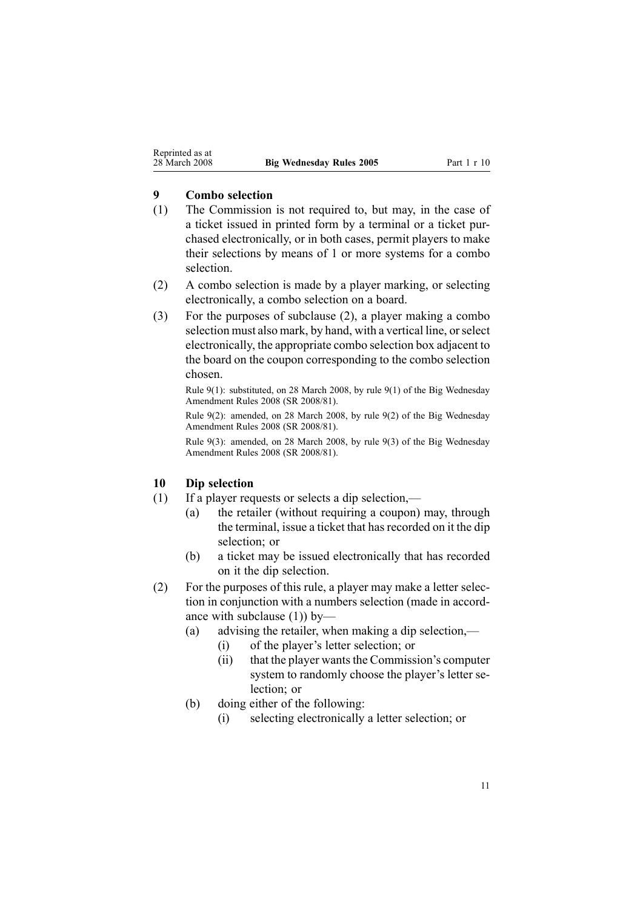## 9 Combo selection

(1) The Commission is not required to, but may, in the case of a ticket issued in printed form by a terminal or a ticket purchased electronically, or in both cases, permit players to make their selections by means of 1 or more systems for a combo selection.

(2) A combo selection is made by a player marking, or selecting electronically, a combo selection on a board.

(3) For the purposes of subclause (2), a player making a combo selection must also mark, by hand, with a vertical line, or select electronically, the appropriate combo selection box adjacent to the board on the coupon corresponding to the combo selection chosen.

Rule 9(1): substituted, on 28 March 2008, by rule 9(1) of the Big Wednesday Amendment Rules 2008 (SR 2008/81).

Rule 9(2): amended, on 28 March 2008, by rule 9(2) of the Big Wednesday Amendment Rules 2008 (SR 2008/81).

Rule 9(3): amended, on 28 March 2008, by rule 9(3) of the Big Wednesday Amendment Rules 2008 (SR 2008/81).

## 10 Dip selection

(1) If a player requests or selects a dip selection,—

- (a) the retailer (without requiring a coupon) may, through the terminal, issue a ticket that has recorded on it the dip selection; or
- (b) a ticket may be issued electronically that has recorded on it the dip selection.

(2) For the purposes of this rule, a player may make a letter selection in conjunction with a numbers selection (made in accordance with subclause (1)) by—

- (a) advising the retailer, when making a dip selection,—
  - (i) of the player's letter selection; or
  - (ii) that the player wants the Commission's computer system to randomly choose the player's letter selection; or
- (b) doing either of the following:
  - (i) selecting electronically a letter selection; or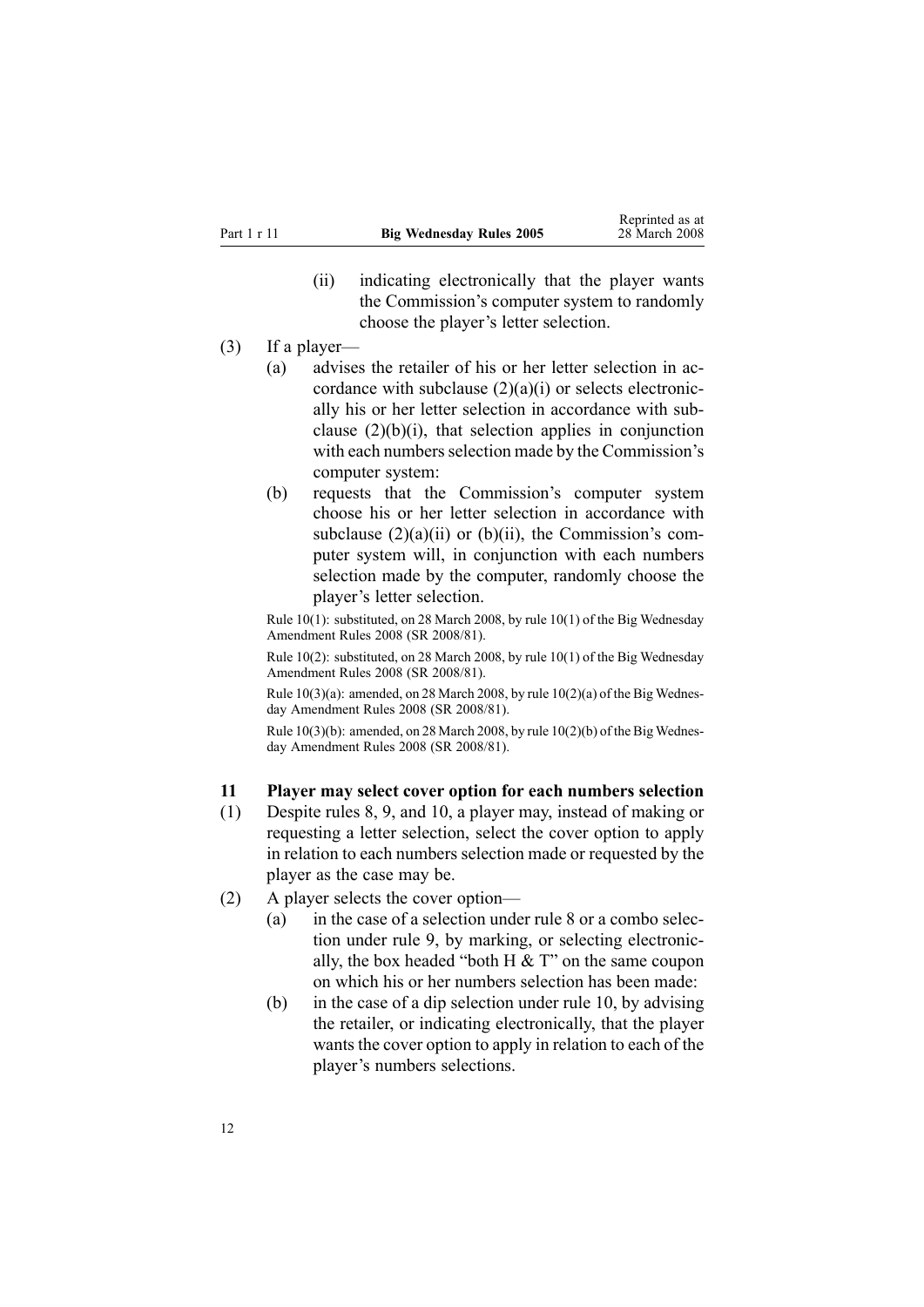(ii) indicating electronically that the player wants the Commission's computer system to randomly choose the player's letter selection.

(3) If a player—

(a) advises the retailer of his or her letter selection in accordance with subclause (2)(a)(i) or selects electronically his or her letter selection in accordance with subclause (2)(b)(i), that selection applies in conjunction with each numbers selection made by the Commission's computer system:

(b) requests that the Commission's computer system choose his or her letter selection in accordance with subclause (2)(a)(ii) or (b)(ii), the Commission's computer system will, in conjunction with each numbers selection made by the computer, randomly choose the player's letter selection.

Rule 10(1): substituted, on 28 March 2008, by rule 10(1) of the Big Wednesday Amendment Rules 2008 (SR 2008/81).

Rule 10(2): substituted, on 28 March 2008, by rule 10(1) of the Big Wednesday Amendment Rules 2008 (SR 2008/81).

Rule 10(3)(a): amended, on 28 March 2008, by rule 10(2)(a) of the Big Wednesday Amendment Rules 2008 (SR 2008/81).

Rule 10(3)(b): amended, on 28 March 2008, by rule 10(2)(b) of the Big Wednesday Amendment Rules 2008 (SR 2008/81).

### 11 Player may select cover option for each numbers selection

(1) Despite rules 8, 9, and 10, a player may, instead of making or requesting a letter selection, select the cover option to apply in relation to each numbers selection made or requested by the player as the case may be.

(2) A player selects the cover option—

(a) in the case of a selection under rule 8 or a combo selection under rule 9, by marking, or selecting electronically, the box headed "both H & T" on the same coupon on which his or her numbers selection has been made:

(b) in the case of a dip selection under rule 10, by advising the retailer, or indicating electronically, that the player wants the cover option to apply in relation to each of the player's numbers selections.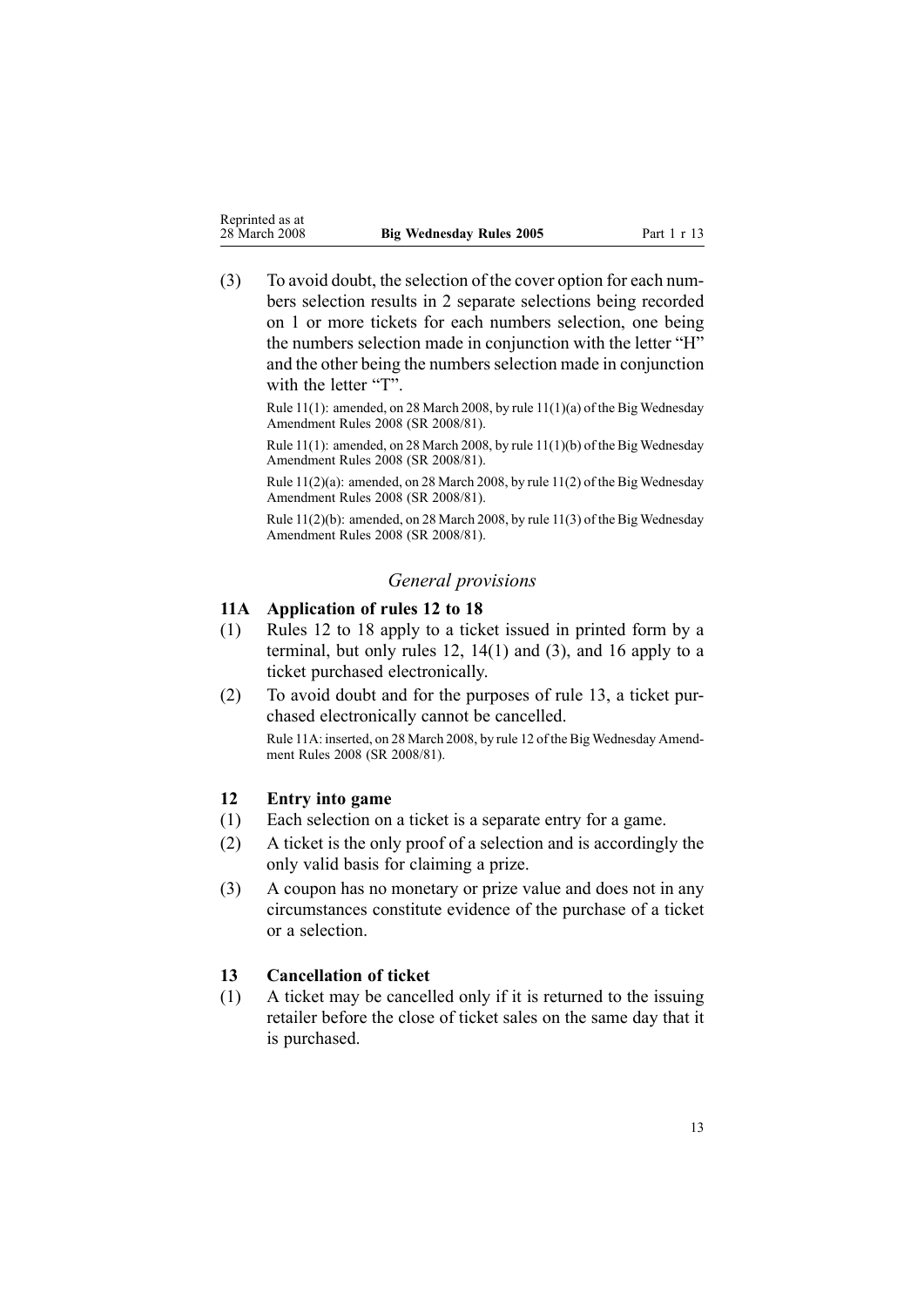(3) To avoid doubt, the selection of the cover option for each numbers selection results in 2 separate selections being recorded on 1 or more tickets for each numbers selection, one being the numbers selection made in conjunction with the letter "H" and the other being the numbers selection made in conjunction with the letter "T".

Rule 11(1): amended, on 28 March 2008, by rule 11(1)(a) of the Big Wednesday Amendment Rules 2008 (SR 2008/81).

Rule 11(1): amended, on 28 March 2008, by rule 11(1)(b) of the Big Wednesday Amendment Rules 2008 (SR 2008/81).

Rule 11(2)(a): amended, on 28 March 2008, by rule 11(2) of the Big Wednesday Amendment Rules 2008 (SR 2008/81).

Rule 11(2)(b): amended, on 28 March 2008, by rule 11(3) of the Big Wednesday Amendment Rules 2008 (SR 2008/81).

## *General provisions*

### 11A Application of rules 12 to 18

(1) Rules 12 to 18 apply to a ticket issued in printed form by a terminal, but only rules 12, 14(1) and (3), and 16 apply to a ticket purchased electronically.

(2) To avoid doubt and for the purposes of rule 13, a ticket purchased electronically cannot be cancelled.

Rule 11A: inserted, on 28 March 2008, by rule 12 of the Big Wednesday Amendment Rules 2008 (SR 2008/81).

### 12 Entry into game

(1) Each selection on a ticket is a separate entry for a game.

(2) A ticket is the only proof of a selection and is accordingly the only valid basis for claiming a prize.

(3) A coupon has no monetary or prize value and does not in any circumstances constitute evidence of the purchase of a ticket or a selection.

### 13 Cancellation of ticket

(1) A ticket may be cancelled only if it is returned to the issuing retailer before the close of ticket sales on the same day that it is purchased.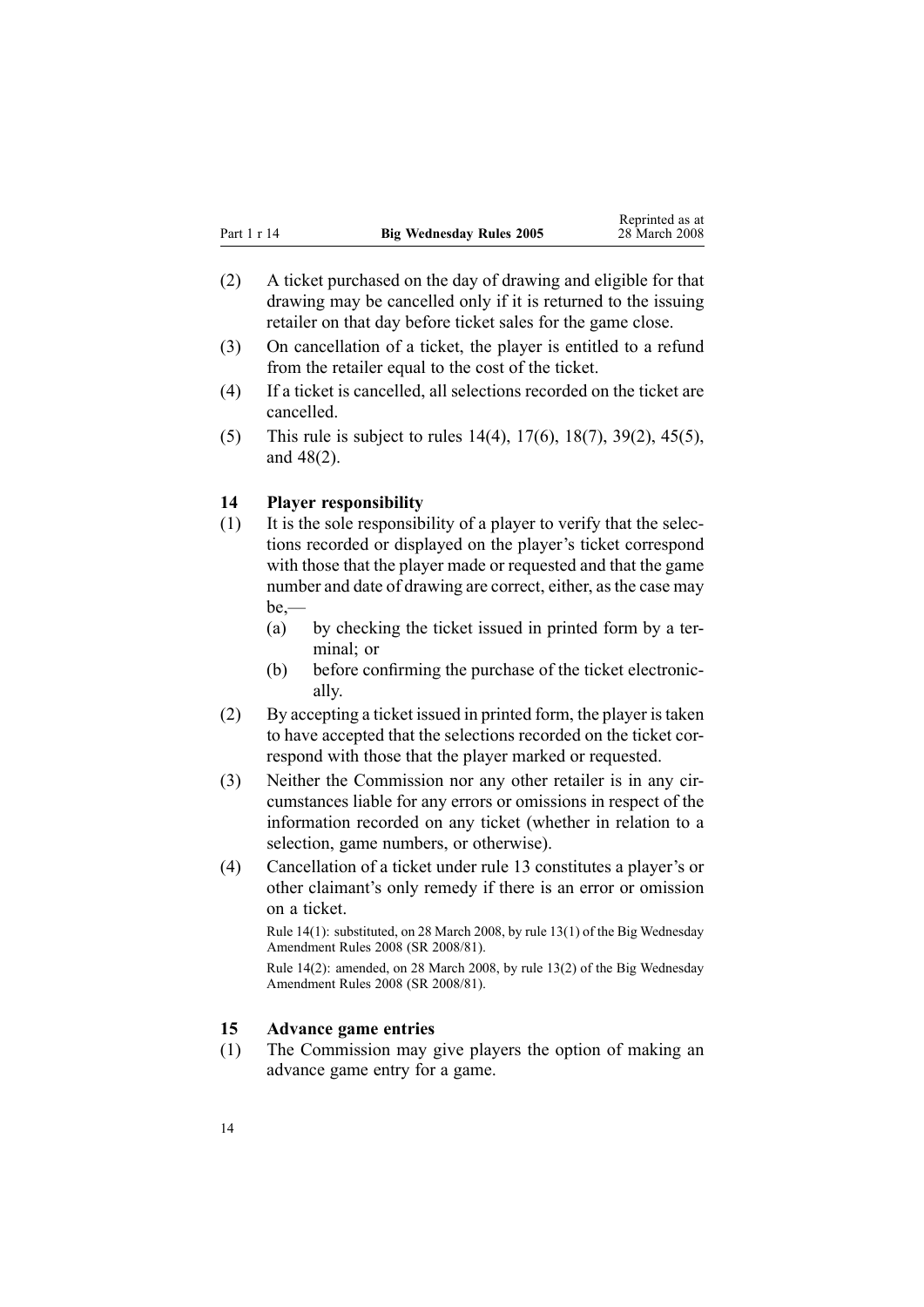(2) A ticket purchased on the day of drawing and eligible for that drawing may be cancelled only if it is returned to the issuing retailer on that day before ticket sales for the game close.

(3) On cancellation of a ticket, the player is entitled to a refund from the retailer equal to the cost of the ticket.

(4) If a ticket is cancelled, all selections recorded on the ticket are cancelled.

(5) This rule is subject to rules 14(4), 17(6), 18(7), 39(2), 45(5), and 48(2).

### 14 Player responsibility

(1) It is the sole responsibility of a player to verify that the selections recorded or displayed on the player's ticket correspond with those that the player made or requested and that the game number and date of drawing are correct, either, as the case may be,—

- (a) by checking the ticket issued in printed form by a terminal; or
- (b) before confirming the purchase of the ticket electronically.

(2) By accepting a ticket issued in printed form, the player is taken to have accepted that the selections recorded on the ticket correspond with those that the player marked or requested.

(3) Neither the Commission nor any other retailer is in any circumstances liable for any errors or omissions in respect of the information recorded on any ticket (whether in relation to a selection, game numbers, or otherwise).

(4) Cancellation of a ticket under rule 13 constitutes a player's or other claimant's only remedy if there is an error or omission on a ticket.

Rule 14(1): substituted, on 28 March 2008, by rule 13(1) of the Big Wednesday Amendment Rules 2008 (SR 2008/81).

Rule 14(2): amended, on 28 March 2008, by rule 13(2) of the Big Wednesday Amendment Rules 2008 (SR 2008/81).

### 15 Advance game entries

(1) The Commission may give players the option of making an advance game entry for a game.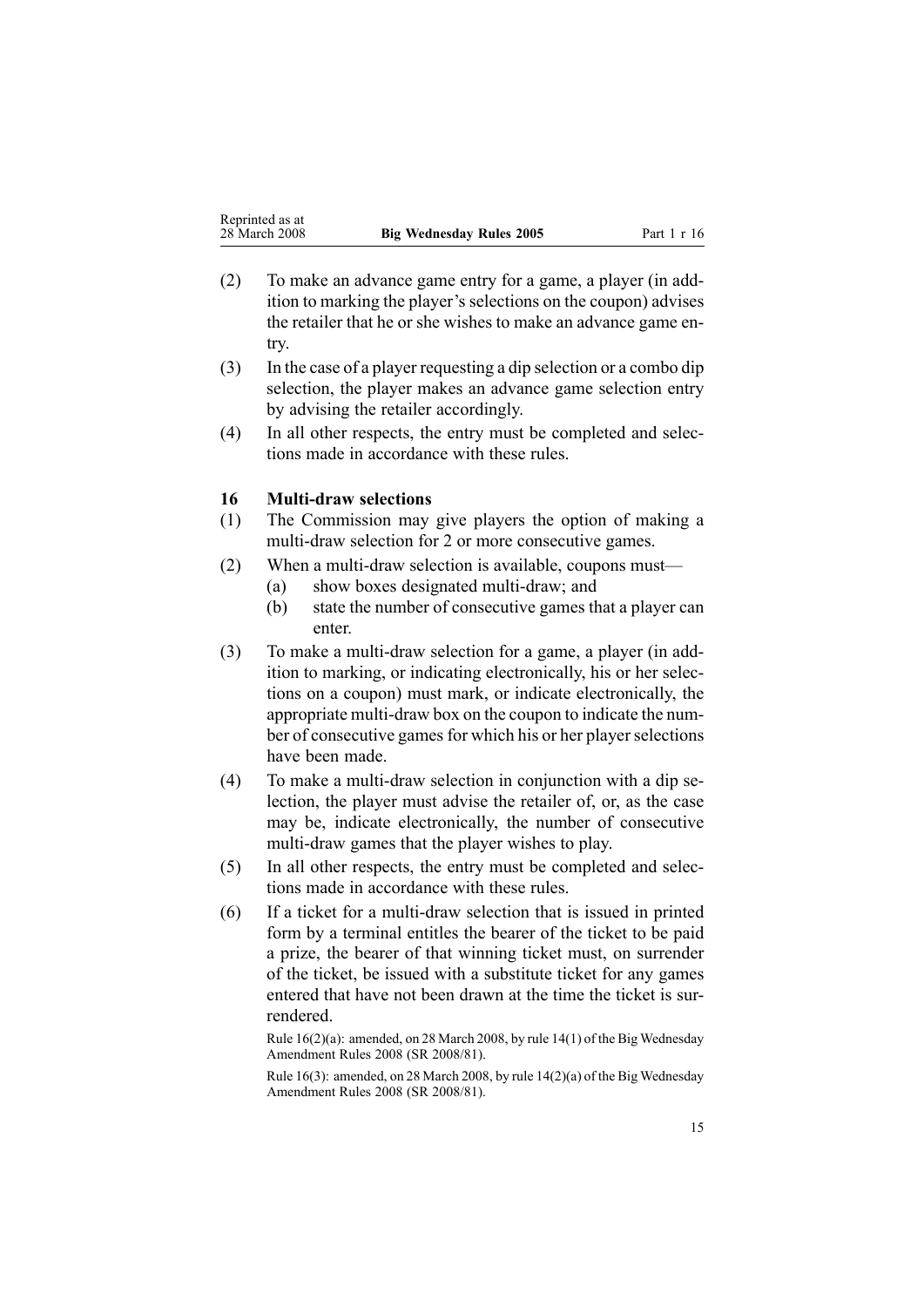(2) To make an advance game entry for a game, a player (in addition to marking the player's selections on the coupon) advises the retailer that he or she wishes to make an advance game entry.

(3) In the case of a player requesting a dip selection or a combo dip selection, the player makes an advance game selection entry by advising the retailer accordingly.

(4) In all other respects, the entry must be completed and selections made in accordance with these rules.

### 16 Multi-draw selections

(1) The Commission may give players the option of making a multi-draw selection for 2 or more consecutive games.

(2) When a multi-draw selection is available, coupons must—

  (a) show boxes designated multi-draw; and

  (b) state the number of consecutive games that a player can enter.

(3) To make a multi-draw selection for a game, a player (in addition to marking, or indicating electronically, his or her selections on a coupon) must mark, or indicate electronically, the appropriate multi-draw box on the coupon to indicate the number of consecutive games for which his or her player selections have been made.

(4) To make a multi-draw selection in conjunction with a dip selection, the player must advise the retailer of, or, as the case may be, indicate electronically, the number of consecutive multi-draw games that the player wishes to play.

(5) In all other respects, the entry must be completed and selections made in accordance with these rules.

(6) If a ticket for a multi-draw selection that is issued in printed form by a terminal entitles the bearer of the ticket to be paid a prize, the bearer of that winning ticket must, on surrender of the ticket, be issued with a substitute ticket for any games entered that have not been drawn at the time the ticket is surrendered.

Rule 16(2)(a): amended, on 28 March 2008, by rule 14(1) of the Big Wednesday Amendment Rules 2008 (SR 2008/81).

Rule 16(3): amended, on 28 March 2008, by rule 14(2)(a) of the Big Wednesday Amendment Rules 2008 (SR 2008/81).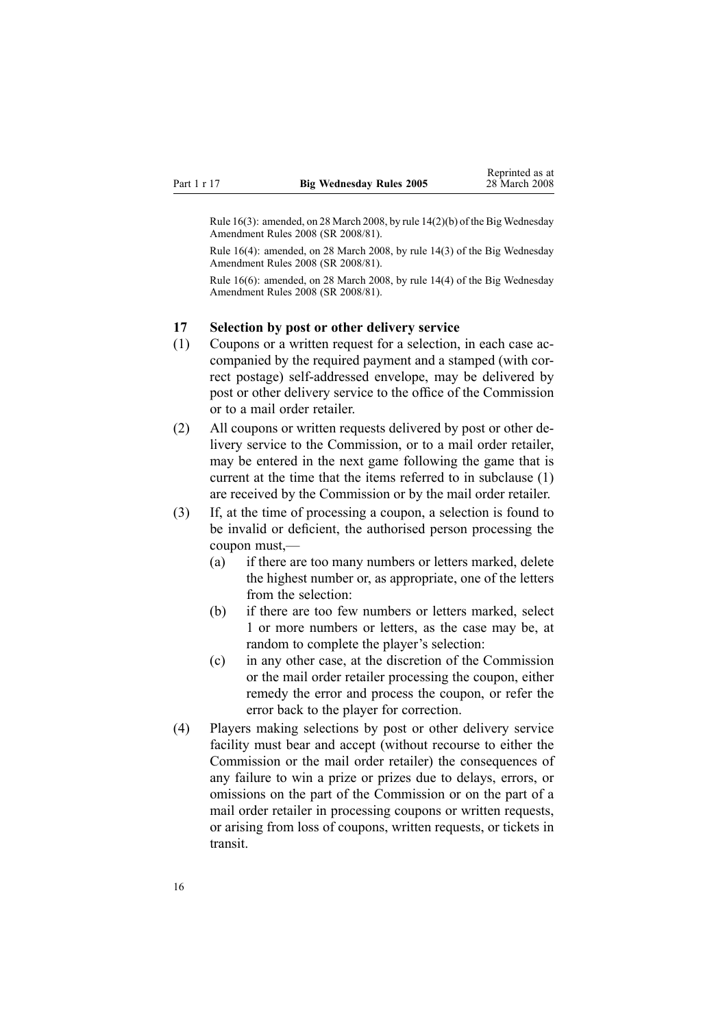Rule 16(3): amended, on 28 March 2008, by rule 14(2)(b) of the Big Wednesday Amendment Rules 2008 (SR 2008/81).

Rule 16(4): amended, on 28 March 2008, by rule 14(3) of the Big Wednesday Amendment Rules 2008 (SR 2008/81).

Rule 16(6): amended, on 28 March 2008, by rule 14(4) of the Big Wednesday Amendment Rules 2008 (SR 2008/81).

### 17 Selection by post or other delivery service

(1) Coupons or a written request for a selection, in each case accompanied by the required payment and a stamped (with correct postage) self-addressed envelope, may be delivered by post or other delivery service to the office of the Commission or to a mail order retailer.

(2) All coupons or written requests delivered by post or other delivery service to the Commission, or to a mail order retailer, may be entered in the next game following the game that is current at the time that the items referred to in subclause (1) are received by the Commission or by the mail order retailer.

(3) If, at the time of processing a coupon, a selection is found to be invalid or deficient, the authorised person processing the coupon must,—

  (a) if there are too many numbers or letters marked, delete the highest number or, as appropriate, one of the letters from the selection:

  (b) if there are too few numbers or letters marked, select 1 or more numbers or letters, as the case may be, at random to complete the player's selection:

  (c) in any other case, at the discretion of the Commission or the mail order retailer processing the coupon, either remedy the error and process the coupon, or refer the error back to the player for correction.

(4) Players making selections by post or other delivery service facility must bear and accept (without recourse to either the Commission or the mail order retailer) the consequences of any failure to win a prize or prizes due to delays, errors, or omissions on the part of the Commission or on the part of a mail order retailer in processing coupons or written requests, or arising from loss of coupons, written requests, or tickets in transit.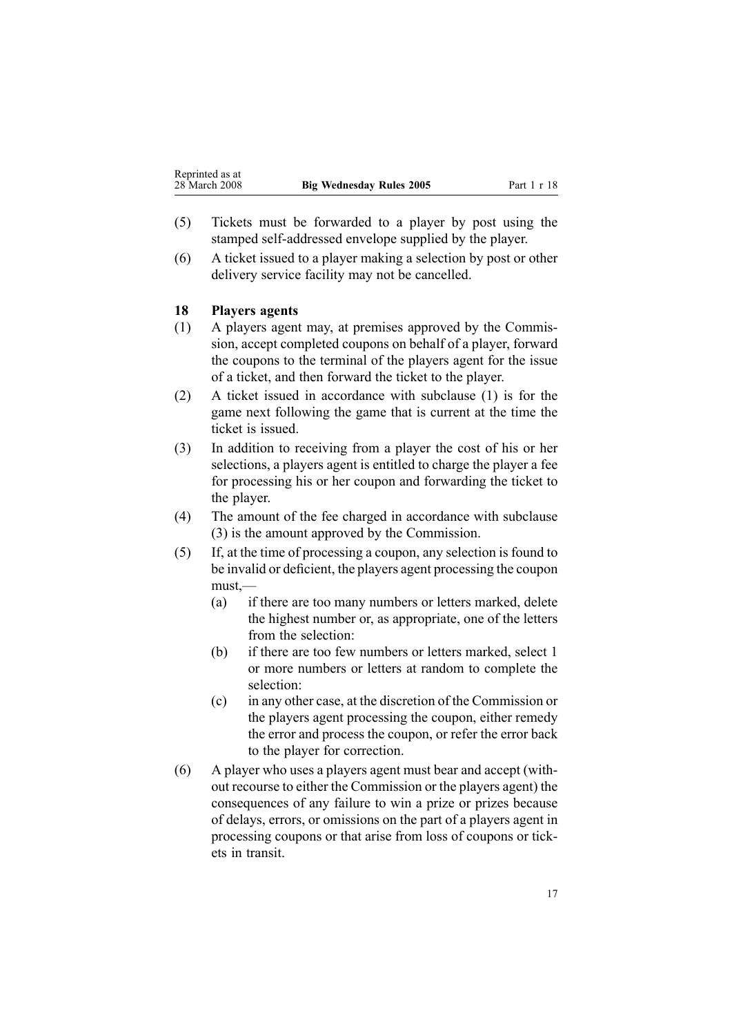(5) Tickets must be forwarded to a player by post using the stamped self-addressed envelope supplied by the player.

(6) A ticket issued to a player making a selection by post or other delivery service facility may not be cancelled.

### 18 Players agents

(1) A players agent may, at premises approved by the Commission, accept completed coupons on behalf of a player, forward the coupons to the terminal of the players agent for the issue of a ticket, and then forward the ticket to the player.

(2) A ticket issued in accordance with subclause (1) is for the game next following the game that is current at the time the ticket is issued.

(3) In addition to receiving from a player the cost of his or her selections, a players agent is entitled to charge the player a fee for processing his or her coupon and forwarding the ticket to the player.

(4) The amount of the fee charged in accordance with subclause (3) is the amount approved by the Commission.

(5) If, at the time of processing a coupon, any selection is found to be invalid or deficient, the players agent processing the coupon must,—

   (a) if there are too many numbers or letters marked, delete the highest number or, as appropriate, one of the letters from the selection:

   (b) if there are too few numbers or letters marked, select 1 or more numbers or letters at random to complete the selection:

   (c) in any other case, at the discretion of the Commission or the players agent processing the coupon, either remedy the error and process the coupon, or refer the error back to the player for correction.

(6) A player who uses a players agent must bear and accept (without recourse to either the Commission or the players agent) the consequences of any failure to win a prize or prizes because of delays, errors, or omissions on the part of a players agent in processing coupons or that arise from loss of coupons or tickets in transit.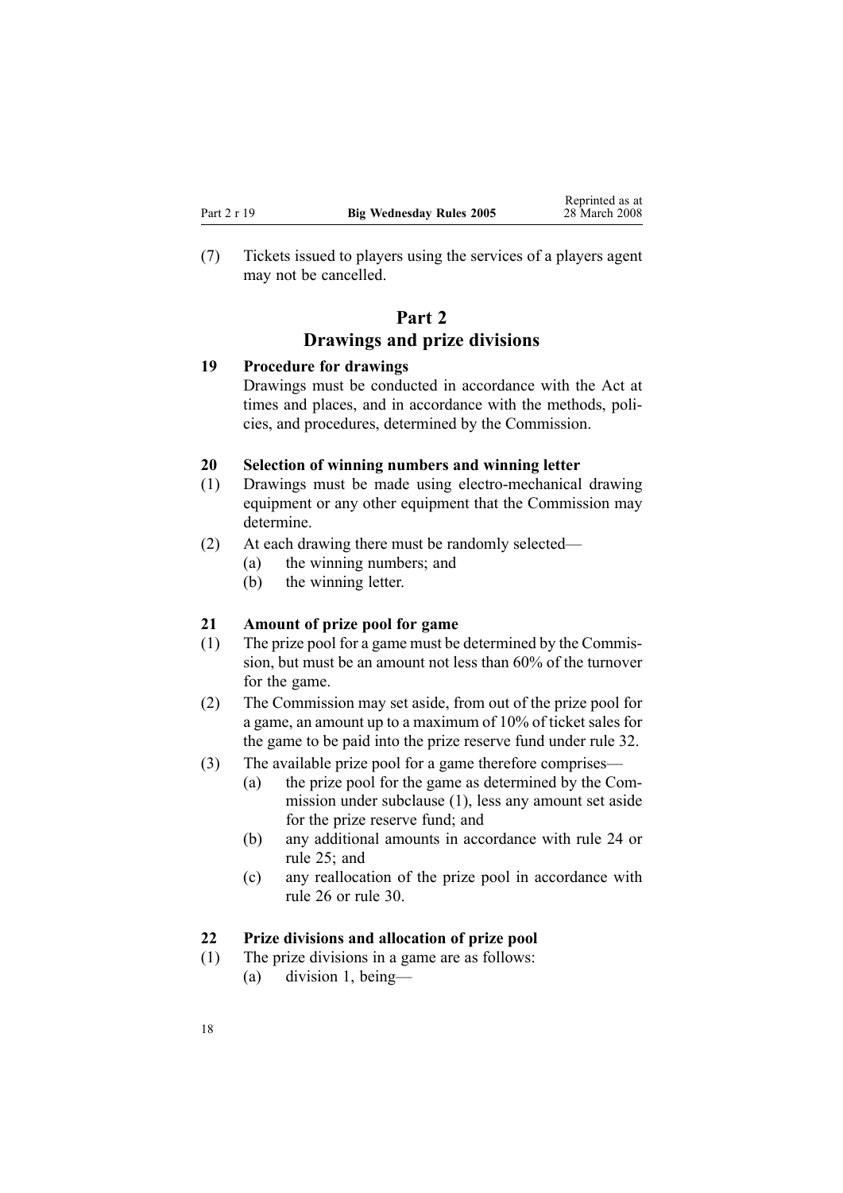(7) Tickets issued to players using the services of a players agent may not be cancelled.

## Part 2
## Drawings and prize divisions

### 19 Procedure for drawings

Drawings must be conducted in accordance with the Act at times and places, and in accordance with the methods, policies, and procedures, determined by the Commission.

### 20 Selection of winning numbers and winning letter

(1) Drawings must be made using electro-mechanical drawing equipment or any other equipment that the Commission may determine.

(2) At each drawing there must be randomly selected—

- (a) the winning numbers; and
- (b) the winning letter.

### 21 Amount of prize pool for game

(1) The prize pool for a game must be determined by the Commission, but must be an amount not less than 60% of the turnover for the game.

(2) The Commission may set aside, from out of the prize pool for a game, an amount up to a maximum of 10% of ticket sales for the game to be paid into the prize reserve fund under rule 32.

(3) The available prize pool for a game therefore comprises—

- (a) the prize pool for the game as determined by the Commission under subclause (1), less any amount set aside for the prize reserve fund; and
- (b) any additional amounts in accordance with rule 24 or rule 25; and
- (c) any reallocation of the prize pool in accordance with rule 26 or rule 30.

### 22 Prize divisions and allocation of prize pool

(1) The prize divisions in a game are as follows:

- (a) division 1, being—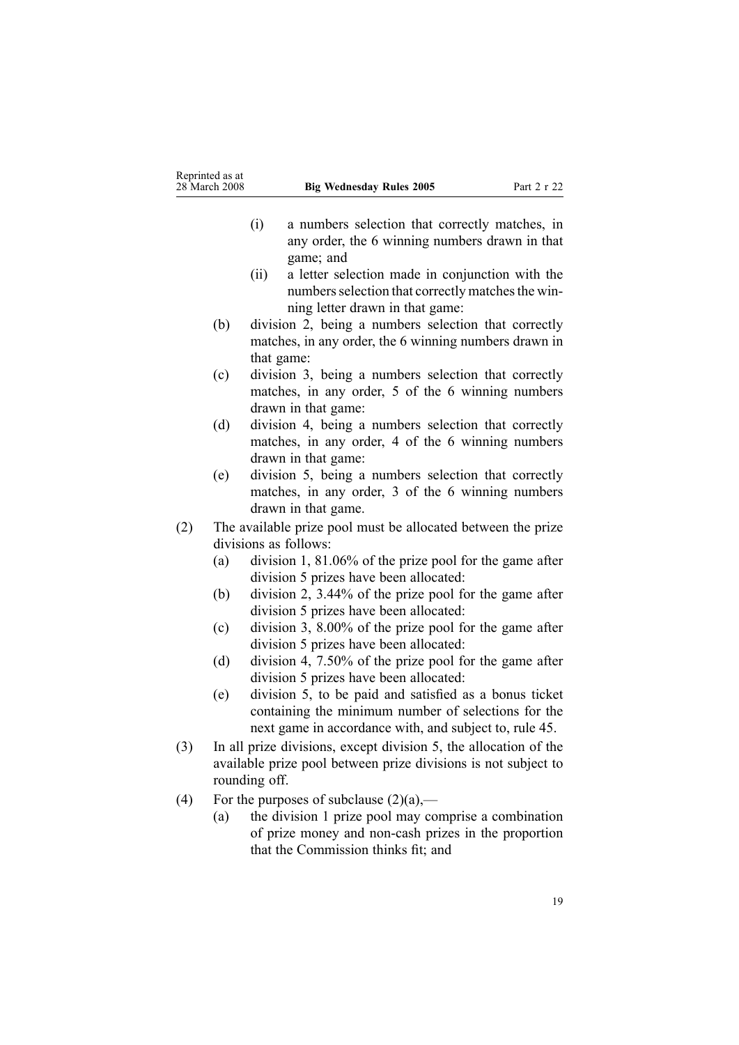(i) a numbers selection that correctly matches, in any order, the 6 winning numbers drawn in that game; and

(ii) a letter selection made in conjunction with the numbers selection that correctly matches the winning letter drawn in that game:

(b) division 2, being a numbers selection that correctly matches, in any order, the 6 winning numbers drawn in that game:

(c) division 3, being a numbers selection that correctly matches, in any order, 5 of the 6 winning numbers drawn in that game:

(d) division 4, being a numbers selection that correctly matches, in any order, 4 of the 6 winning numbers drawn in that game:

(e) division 5, being a numbers selection that correctly matches, in any order, 3 of the 6 winning numbers drawn in that game.

(2) The available prize pool must be allocated between the prize divisions as follows:

(a) division 1, 81.06% of the prize pool for the game after division 5 prizes have been allocated:

(b) division 2, 3.44% of the prize pool for the game after division 5 prizes have been allocated:

(c) division 3, 8.00% of the prize pool for the game after division 5 prizes have been allocated:

(d) division 4, 7.50% of the prize pool for the game after division 5 prizes have been allocated:

(e) division 5, to be paid and satisfied as a bonus ticket containing the minimum number of selections for the next game in accordance with, and subject to, rule 45.

(3) In all prize divisions, except division 5, the allocation of the available prize pool between prize divisions is not subject to rounding off.

(4) For the purposes of subclause (2)(a),—

(a) the division 1 prize pool may comprise a combination of prize money and non-cash prizes in the proportion that the Commission thinks fit; and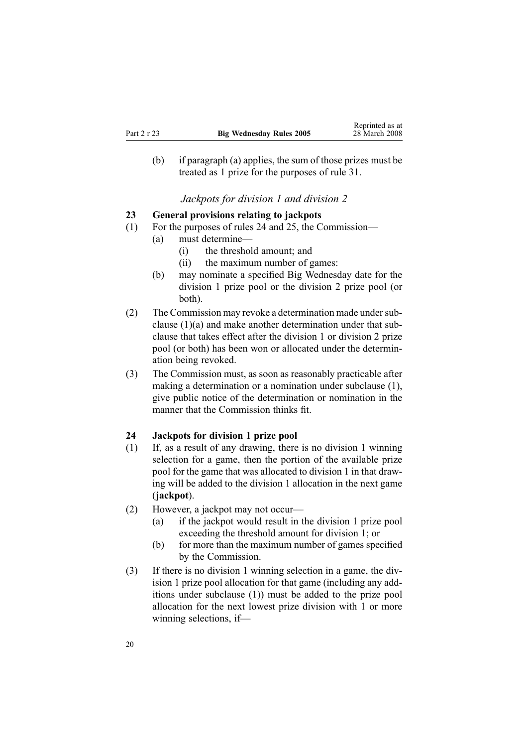(b) if paragraph (a) applies, the sum of those prizes must be treated as 1 prize for the purposes of rule 31.

*Jackpots for division 1 and division 2*

**23 General provisions relating to jackpots**

(1) For the purposes of rules 24 and 25, the Commission—

- (a) must determine—
  - (i) the threshold amount; and
  - (ii) the maximum number of games:
- (b) may nominate a specified Big Wednesday date for the division 1 prize pool or the division 2 prize pool (or both).

(2) The Commission may revoke a determination made under subclause (1)(a) and make another determination under that subclause that takes effect after the division 1 or division 2 prize pool (or both) has been won or allocated under the determination being revoked.

(3) The Commission must, as soon as reasonably practicable after making a determination or a nomination under subclause (1), give public notice of the determination or nomination in the manner that the Commission thinks fit.

**24 Jackpots for division 1 prize pool**

(1) If, as a result of any drawing, there is no division 1 winning selection for a game, then the portion of the available prize pool for the game that was allocated to division 1 in that drawing will be added to the division 1 allocation in the next game (**jackpot**).

(2) However, a jackpot may not occur—

- (a) if the jackpot would result in the division 1 prize pool exceeding the threshold amount for division 1; or
- (b) for more than the maximum number of games specified by the Commission.

(3) If there is no division 1 winning selection in a game, the division 1 prize pool allocation for that game (including any additions under subclause (1)) must be added to the prize pool allocation for the next lowest prize division with 1 or more winning selections, if—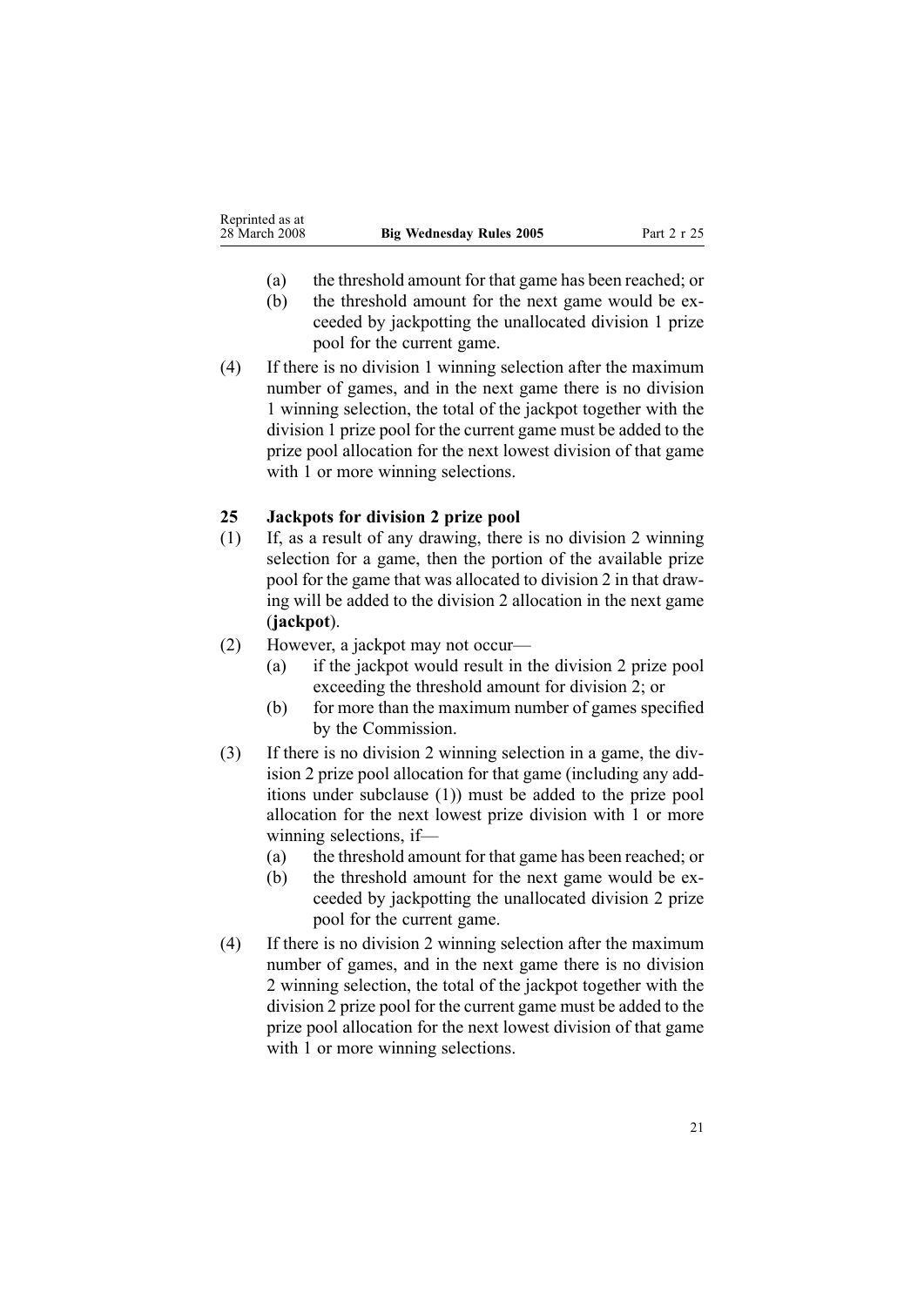(a) the threshold amount for that game has been reached; or

(b) the threshold amount for the next game would be exceeded by jackpotting the unallocated division 1 prize pool for the current game.

(4) If there is no division 1 winning selection after the maximum number of games, and in the next game there is no division 1 winning selection, the total of the jackpot together with the division 1 prize pool for the current game must be added to the prize pool allocation for the next lowest division of that game with 1 or more winning selections.

### 25 Jackpots for division 2 prize pool

(1) If, as a result of any drawing, there is no division 2 winning selection for a game, then the portion of the available prize pool for the game that was allocated to division 2 in that drawing will be added to the division 2 allocation in the next game (**jackpot**).

(2) However, a jackpot may not occur—

(a) if the jackpot would result in the division 2 prize pool exceeding the threshold amount for division 2; or

(b) for more than the maximum number of games specified by the Commission.

(3) If there is no division 2 winning selection in a game, the division 2 prize pool allocation for that game (including any additions under subclause (1)) must be added to the prize pool allocation for the next lowest prize division with 1 or more winning selections, if—

(a) the threshold amount for that game has been reached; or

(b) the threshold amount for the next game would be exceeded by jackpotting the unallocated division 2 prize pool for the current game.

(4) If there is no division 2 winning selection after the maximum number of games, and in the next game there is no division 2 winning selection, the total of the jackpot together with the division 2 prize pool for the current game must be added to the prize pool allocation for the next lowest division of that game with 1 or more winning selections.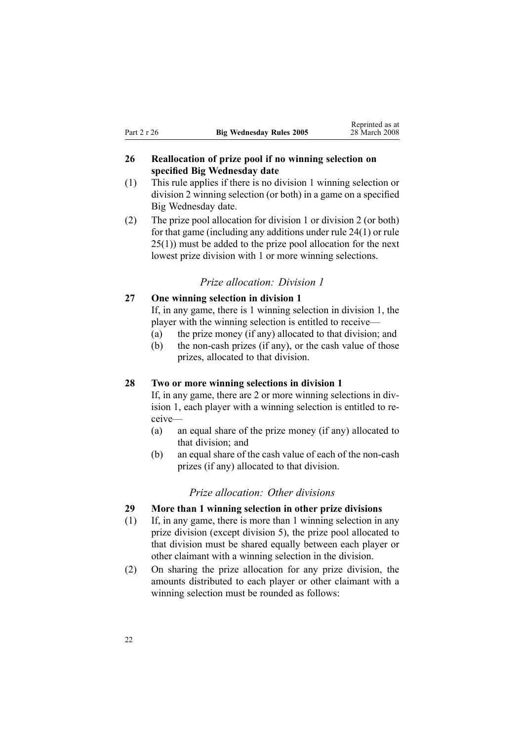**26 Reallocation of prize pool if no winning selection on specified Big Wednesday date**

(1) This rule applies if there is no division 1 winning selection or division 2 winning selection (or both) in a game on a specified Big Wednesday date.

(2) The prize pool allocation for division 1 or division 2 (or both) for that game (including any additions under rule 24(1) or rule 25(1)) must be added to the prize pool allocation for the next lowest prize division with 1 or more winning selections.

### *Prize allocation: Division 1*

**27 One winning selection in division 1**

If, in any game, there is 1 winning selection in division 1, the player with the winning selection is entitled to receive—

(a) the prize money (if any) allocated to that division; and

(b) the non-cash prizes (if any), or the cash value of those prizes, allocated to that division.

**28 Two or more winning selections in division 1**

If, in any game, there are 2 or more winning selections in division 1, each player with a winning selection is entitled to receive—

(a) an equal share of the prize money (if any) allocated to that division; and

(b) an equal share of the cash value of each of the non-cash prizes (if any) allocated to that division.

### *Prize allocation: Other divisions*

**29 More than 1 winning selection in other prize divisions**

(1) If, in any game, there is more than 1 winning selection in any prize division (except division 5), the prize pool allocated to that division must be shared equally between each player or other claimant with a winning selection in the division.

(2) On sharing the prize allocation for any prize division, the amounts distributed to each player or other claimant with a winning selection must be rounded as follows: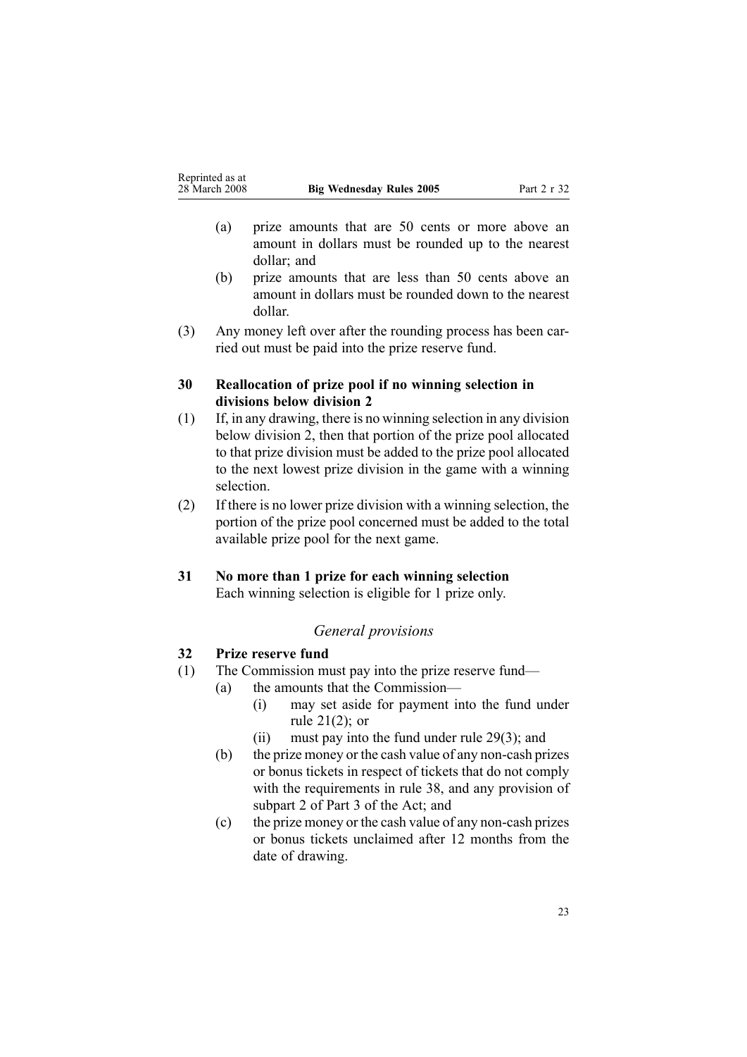(a) prize amounts that are 50 cents or more above an amount in dollars must be rounded up to the nearest dollar; and

(b) prize amounts that are less than 50 cents above an amount in dollars must be rounded down to the nearest dollar.

(3) Any money left over after the rounding process has been carried out must be paid into the prize reserve fund.

**30 Reallocation of prize pool if no winning selection in divisions below division 2**

(1) If, in any drawing, there is no winning selection in any division below division 2, then that portion of the prize pool allocated to that prize division must be added to the prize pool allocated to the next lowest prize division in the game with a winning selection.

(2) If there is no lower prize division with a winning selection, the portion of the prize pool concerned must be added to the total available prize pool for the next game.

**31 No more than 1 prize for each winning selection**

Each winning selection is eligible for 1 prize only.

*General provisions*

**32 Prize reserve fund**

(1) The Commission must pay into the prize reserve fund—

(a) the amounts that the Commission—

(i) may set aside for payment into the fund under rule 21(2); or

(ii) must pay into the fund under rule 29(3); and

(b) the prize money or the cash value of any non-cash prizes or bonus tickets in respect of tickets that do not comply with the requirements in rule 38, and any provision of subpart 2 of Part 3 of the Act; and

(c) the prize money or the cash value of any non-cash prizes or bonus tickets unclaimed after 12 months from the date of drawing.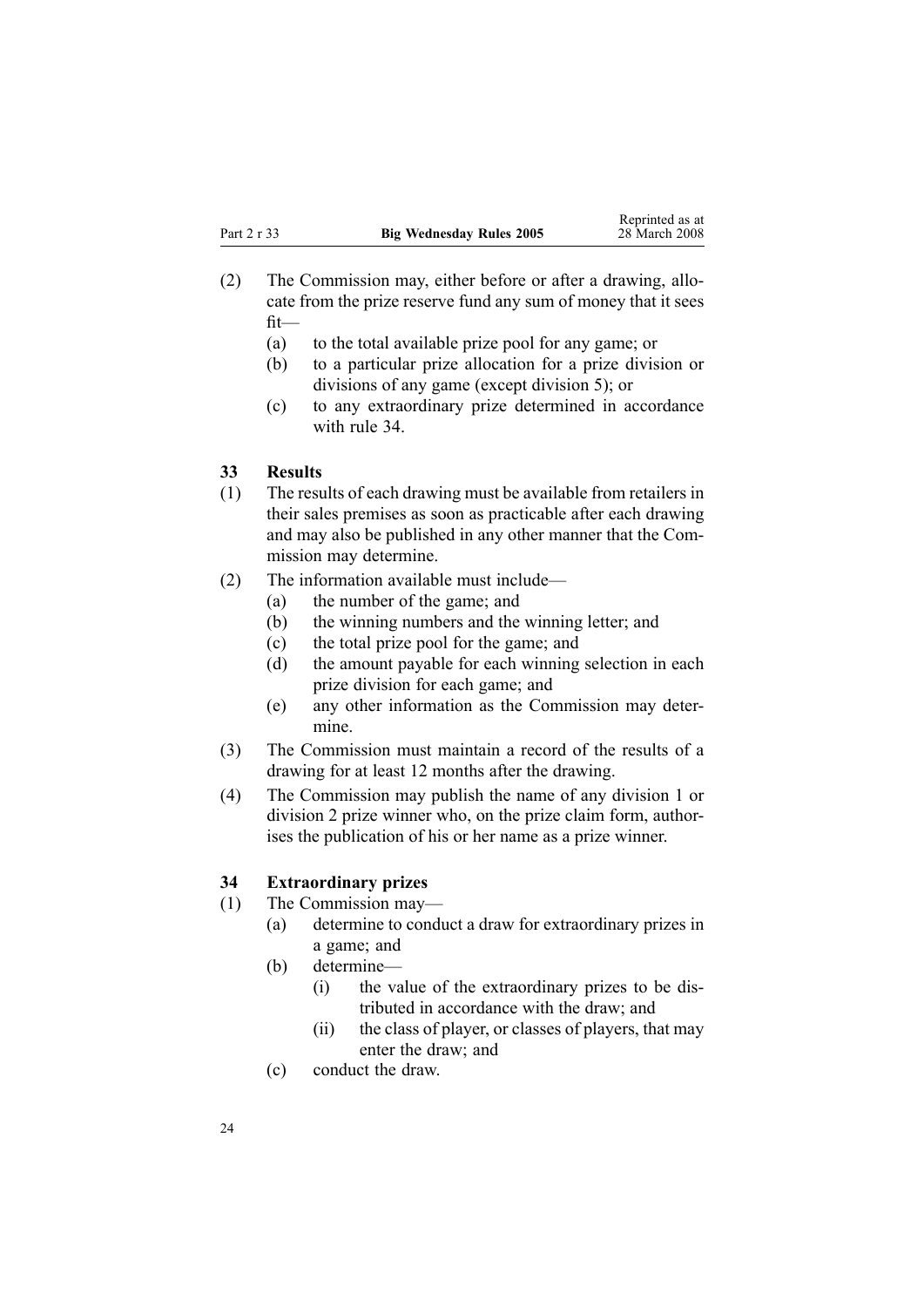(2) The Commission may, either before or after a drawing, allocate from the prize reserve fund any sum of money that it sees fit—

  (a) to the total available prize pool for any game; or

  (b) to a particular prize allocation for a prize division or divisions of any game (except division 5); or

  (c) to any extraordinary prize determined in accordance with rule 34.

### 33 Results

(1) The results of each drawing must be available from retailers in their sales premises as soon as practicable after each drawing and may also be published in any other manner that the Commission may determine.

(2) The information available must include—

  (a) the number of the game; and

  (b) the winning numbers and the winning letter; and

  (c) the total prize pool for the game; and

  (d) the amount payable for each winning selection in each prize division for each game; and

  (e) any other information as the Commission may determine.

(3) The Commission must maintain a record of the results of a drawing for at least 12 months after the drawing.

(4) The Commission may publish the name of any division 1 or division 2 prize winner who, on the prize claim form, authorises the publication of his or her name as a prize winner.

### 34 Extraordinary prizes

(1) The Commission may—

  (a) determine to conduct a draw for extraordinary prizes in a game; and

  (b) determine—

    (i) the value of the extraordinary prizes to be distributed in accordance with the draw; and

    (ii) the class of player, or classes of players, that may enter the draw; and

  (c) conduct the draw.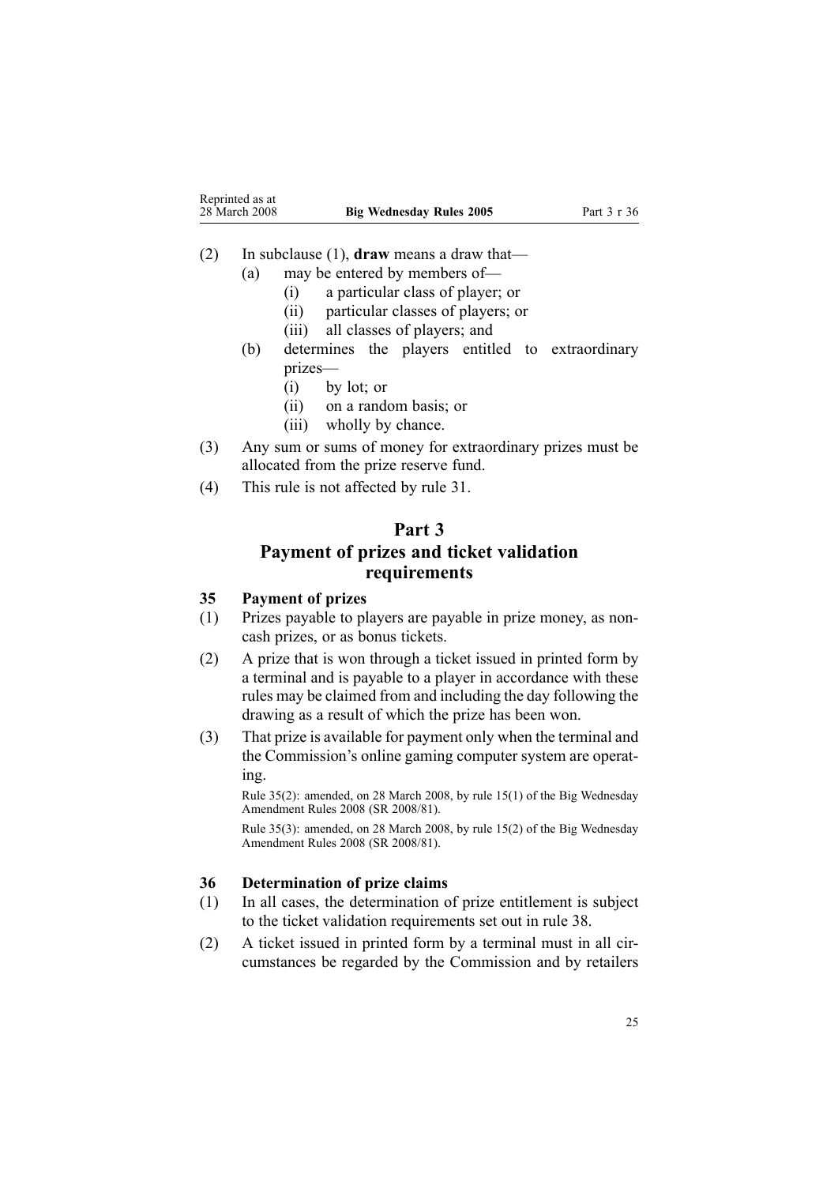(2) In subclause (1), **draw** means a draw that—

(a) may be entered by members of—

(i) a particular class of player; or

(ii) particular classes of players; or

(iii) all classes of players; and

(b) determines the players entitled to extraordinary prizes—

(i) by lot; or

(ii) on a random basis; or

(iii) wholly by chance.

(3) Any sum or sums of money for extraordinary prizes must be allocated from the prize reserve fund.

(4) This rule is not affected by rule 31.

## Part 3
## Payment of prizes and ticket validation requirements

### 35 Payment of prizes

(1) Prizes payable to players are payable in prize money, as non-cash prizes, or as bonus tickets.

(2) A prize that is won through a ticket issued in printed form by a terminal and is payable to a player in accordance with these rules may be claimed from and including the day following the drawing as a result of which the prize has been won.

(3) That prize is available for payment only when the terminal and the Commission's online gaming computer system are operating.

Rule 35(2): amended, on 28 March 2008, by rule 15(1) of the Big Wednesday Amendment Rules 2008 (SR 2008/81).

Rule 35(3): amended, on 28 March 2008, by rule 15(2) of the Big Wednesday Amendment Rules 2008 (SR 2008/81).

### 36 Determination of prize claims

(1) In all cases, the determination of prize entitlement is subject to the ticket validation requirements set out in rule 38.

(2) A ticket issued in printed form by a terminal must in all circumstances be regarded by the Commission and by retailers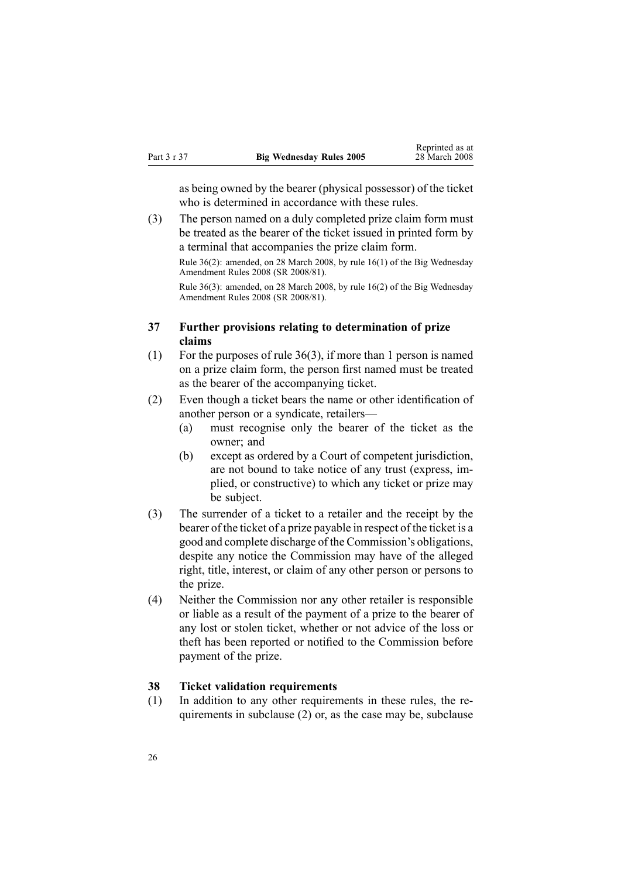as being owned by the bearer (physical possessor) of the ticket who is determined in accordance with these rules.

(3) The person named on a duly completed prize claim form must be treated as the bearer of the ticket issued in printed form by a terminal that accompanies the prize claim form.

Rule 36(2): amended, on 28 March 2008, by rule 16(1) of the Big Wednesday Amendment Rules 2008 (SR 2008/81).

Rule 36(3): amended, on 28 March 2008, by rule 16(2) of the Big Wednesday Amendment Rules 2008 (SR 2008/81).

### 37 Further provisions relating to determination of prize claims

(1) For the purposes of rule 36(3), if more than 1 person is named on a prize claim form, the person first named must be treated as the bearer of the accompanying ticket.

(2) Even though a ticket bears the name or other identification of another person or a syndicate, retailers—

- (a) must recognise only the bearer of the ticket as the owner; and
- (b) except as ordered by a Court of competent jurisdiction, are not bound to take notice of any trust (express, implied, or constructive) to which any ticket or prize may be subject.

(3) The surrender of a ticket to a retailer and the receipt by the bearer of the ticket of a prize payable in respect of the ticket is a good and complete discharge of the Commission's obligations, despite any notice the Commission may have of the alleged right, title, interest, or claim of any other person or persons to the prize.

(4) Neither the Commission nor any other retailer is responsible or liable as a result of the payment of a prize to the bearer of any lost or stolen ticket, whether or not advice of the loss or theft has been reported or notified to the Commission before payment of the prize.

### 38 Ticket validation requirements

(1) In addition to any other requirements in these rules, the requirements in subclause (2) or, as the case may be, subclause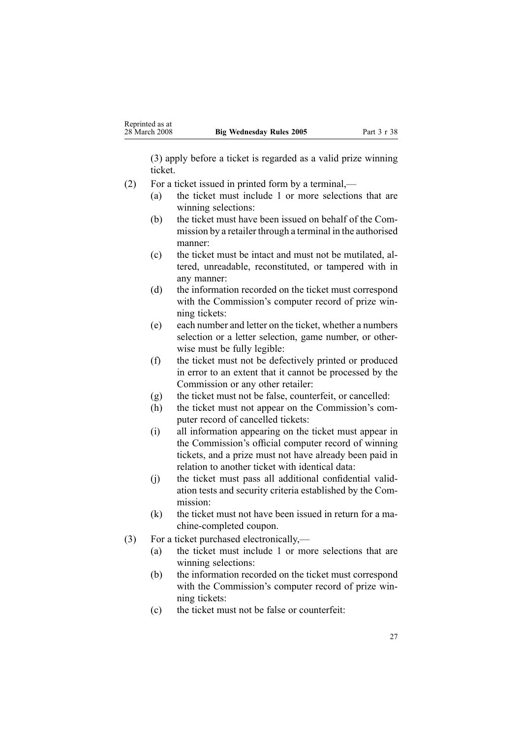(3) apply before a ticket is regarded as a valid prize winning ticket.

(2) For a ticket issued in printed form by a terminal,—

(a) the ticket must include 1 or more selections that are winning selections:

(b) the ticket must have been issued on behalf of the Commission by a retailer through a terminal in the authorised manner:

(c) the ticket must be intact and must not be mutilated, altered, unreadable, reconstituted, or tampered with in any manner:

(d) the information recorded on the ticket must correspond with the Commission's computer record of prize winning tickets:

(e) each number and letter on the ticket, whether a numbers selection or a letter selection, game number, or otherwise must be fully legible:

(f) the ticket must not be defectively printed or produced in error to an extent that it cannot be processed by the Commission or any other retailer:

(g) the ticket must not be false, counterfeit, or cancelled:

(h) the ticket must not appear on the Commission's computer record of cancelled tickets:

(i) all information appearing on the ticket must appear in the Commission's official computer record of winning tickets, and a prize must not have already been paid in relation to another ticket with identical data:

(j) the ticket must pass all additional confidential validation tests and security criteria established by the Commission:

(k) the ticket must not have been issued in return for a machine-completed coupon.

(3) For a ticket purchased electronically,—

(a) the ticket must include 1 or more selections that are winning selections:

(b) the information recorded on the ticket must correspond with the Commission's computer record of prize winning tickets:

(c) the ticket must not be false or counterfeit: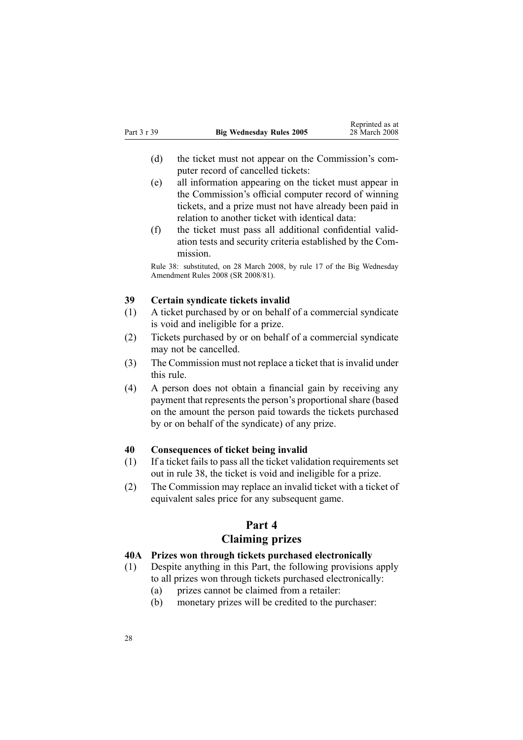(d) the ticket must not appear on the Commission's computer record of cancelled tickets:

(e) all information appearing on the ticket must appear in the Commission's official computer record of winning tickets, and a prize must not have already been paid in relation to another ticket with identical data:

(f) the ticket must pass all additional confidential validation tests and security criteria established by the Commission.

Rule 38: substituted, on 28 March 2008, by rule 17 of the Big Wednesday Amendment Rules 2008 (SR 2008/81).

### 39 Certain syndicate tickets invalid

(1) A ticket purchased by or on behalf of a commercial syndicate is void and ineligible for a prize.

(2) Tickets purchased by or on behalf of a commercial syndicate may not be cancelled.

(3) The Commission must not replace a ticket that is invalid under this rule.

(4) A person does not obtain a financial gain by receiving any payment that represents the person's proportional share (based on the amount the person paid towards the tickets purchased by or on behalf of the syndicate) of any prize.

### 40 Consequences of ticket being invalid

(1) If a ticket fails to pass all the ticket validation requirements set out in rule 38, the ticket is void and ineligible for a prize.

(2) The Commission may replace an invalid ticket with a ticket of equivalent sales price for any subsequent game.

## Part 4
## Claiming prizes

### 40A Prizes won through tickets purchased electronically

(1) Despite anything in this Part, the following provisions apply to all prizes won through tickets purchased electronically:

(a) prizes cannot be claimed from a retailer:

(b) monetary prizes will be credited to the purchaser: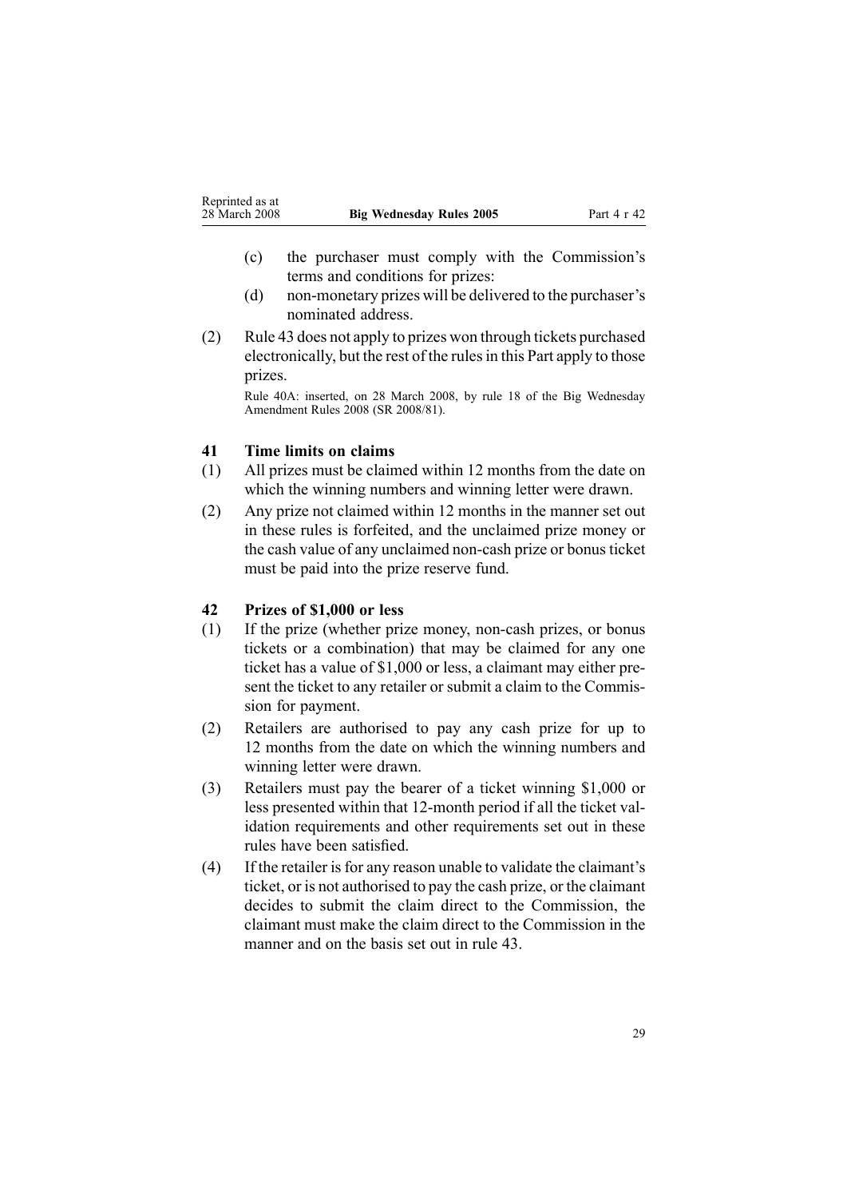(c) the purchaser must comply with the Commission's terms and conditions for prizes:

(d) non-monetary prizes will be delivered to the purchaser's nominated address.

(2) Rule 43 does not apply to prizes won through tickets purchased electronically, but the rest of the rules in this Part apply to those prizes.

Rule 40A: inserted, on 28 March 2008, by rule 18 of the Big Wednesday Amendment Rules 2008 (SR 2008/81).

### 41 Time limits on claims

(1) All prizes must be claimed within 12 months from the date on which the winning numbers and winning letter were drawn.

(2) Any prize not claimed within 12 months in the manner set out in these rules is forfeited, and the unclaimed prize money or the cash value of any unclaimed non-cash prize or bonus ticket must be paid into the prize reserve fund.

### 42 Prizes of $1,000 or less

(1) If the prize (whether prize money, non-cash prizes, or bonus tickets or a combination) that may be claimed for any one ticket has a value of $1,000 or less, a claimant may either present the ticket to any retailer or submit a claim to the Commission for payment.

(2) Retailers are authorised to pay any cash prize for up to 12 months from the date on which the winning numbers and winning letter were drawn.

(3) Retailers must pay the bearer of a ticket winning $1,000 or less presented within that 12-month period if all the ticket validation requirements and other requirements set out in these rules have been satisfied.

(4) If the retailer is for any reason unable to validate the claimant's ticket, or is not authorised to pay the cash prize, or the claimant decides to submit the claim direct to the Commission, the claimant must make the claim direct to the Commission in the manner and on the basis set out in rule 43.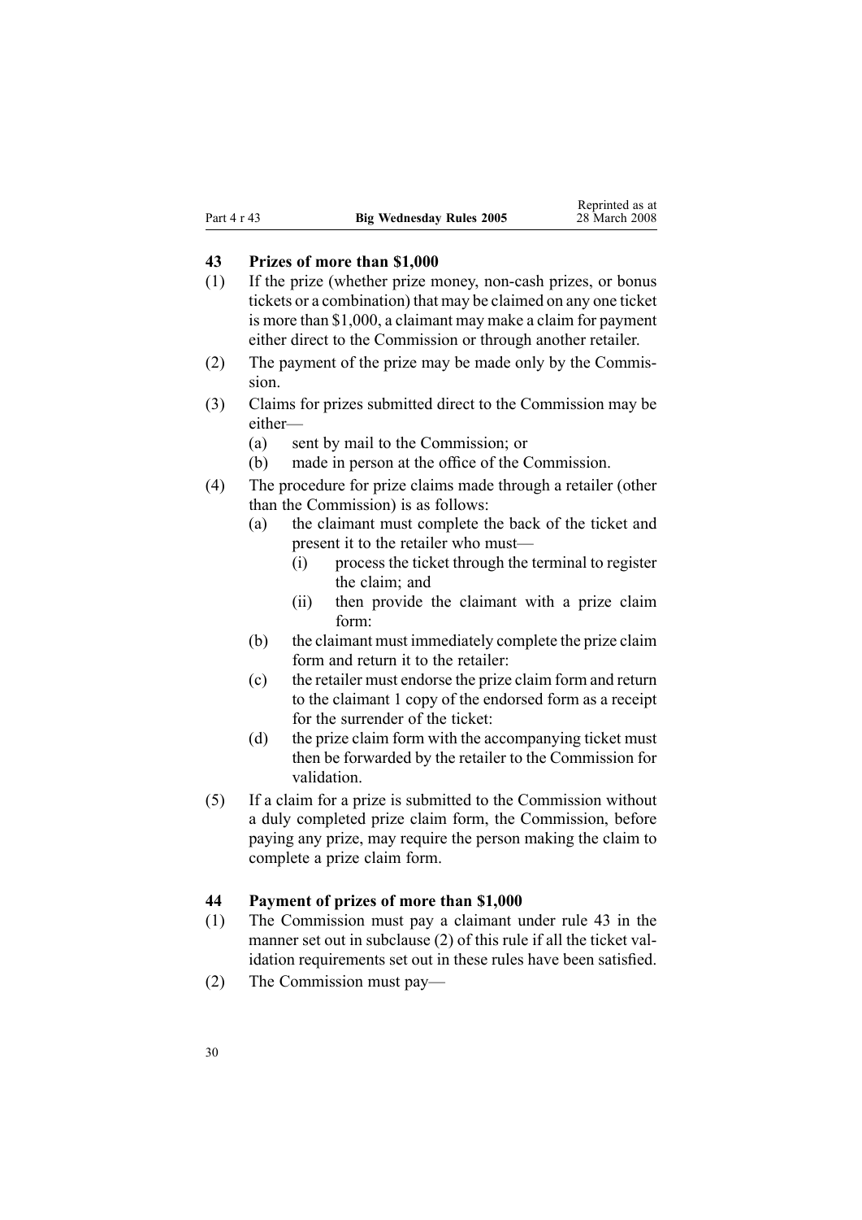## 43 Prizes of more than $1,000

(1) If the prize (whether prize money, non-cash prizes, or bonus tickets or a combination) that may be claimed on any one ticket is more than $1,000, a claimant may make a claim for payment either direct to the Commission or through another retailer.

(2) The payment of the prize may be made only by the Commission.

(3) Claims for prizes submitted direct to the Commission may be either—

- (a) sent by mail to the Commission; or
- (b) made in person at the office of the Commission.

(4) The procedure for prize claims made through a retailer (other than the Commission) is as follows:

- (a) the claimant must complete the back of the ticket and present it to the retailer who must—
  - (i) process the ticket through the terminal to register the claim; and
  - (ii) then provide the claimant with a prize claim form:
- (b) the claimant must immediately complete the prize claim form and return it to the retailer:
- (c) the retailer must endorse the prize claim form and return to the claimant 1 copy of the endorsed form as a receipt for the surrender of the ticket:
- (d) the prize claim form with the accompanying ticket must then be forwarded by the retailer to the Commission for validation.

(5) If a claim for a prize is submitted to the Commission without a duly completed prize claim form, the Commission, before paying any prize, may require the person making the claim to complete a prize claim form.

## 44 Payment of prizes of more than $1,000

(1) The Commission must pay a claimant under rule 43 in the manner set out in subclause (2) of this rule if all the ticket validation requirements set out in these rules have been satisfied.

(2) The Commission must pay—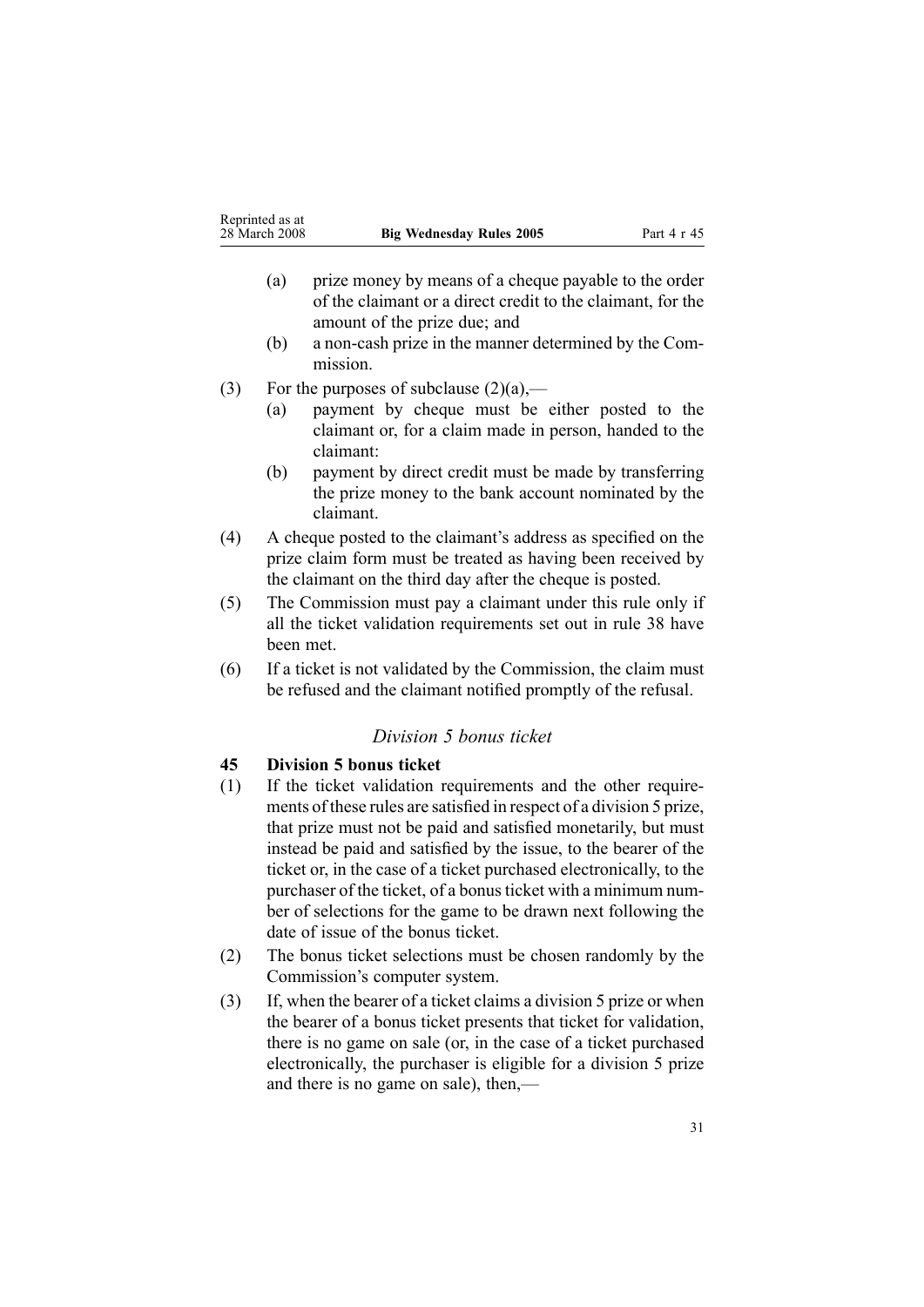(a) prize money by means of a cheque payable to the order of the claimant or a direct credit to the claimant, for the amount of the prize due; and

(b) a non-cash prize in the manner determined by the Commission.

(3) For the purposes of subclause (2)(a),—

(a) payment by cheque must be either posted to the claimant or, for a claim made in person, handed to the claimant:

(b) payment by direct credit must be made by transferring the prize money to the bank account nominated by the claimant.

(4) A cheque posted to the claimant's address as specified on the prize claim form must be treated as having been received by the claimant on the third day after the cheque is posted.

(5) The Commission must pay a claimant under this rule only if all the ticket validation requirements set out in rule 38 have been met.

(6) If a ticket is not validated by the Commission, the claim must be refused and the claimant notified promptly of the refusal.

### *Division 5 bonus ticket*

**45 Division 5 bonus ticket**

(1) If the ticket validation requirements and the other requirements of these rules are satisfied in respect of a division 5 prize, that prize must not be paid and satisfied monetarily, but must instead be paid and satisfied by the issue, to the bearer of the ticket or, in the case of a ticket purchased electronically, to the purchaser of the ticket, of a bonus ticket with a minimum number of selections for the game to be drawn next following the date of issue of the bonus ticket.

(2) The bonus ticket selections must be chosen randomly by the Commission's computer system.

(3) If, when the bearer of a ticket claims a division 5 prize or when the bearer of a bonus ticket presents that ticket for validation, there is no game on sale (or, in the case of a ticket purchased electronically, the purchaser is eligible for a division 5 prize and there is no game on sale), then,—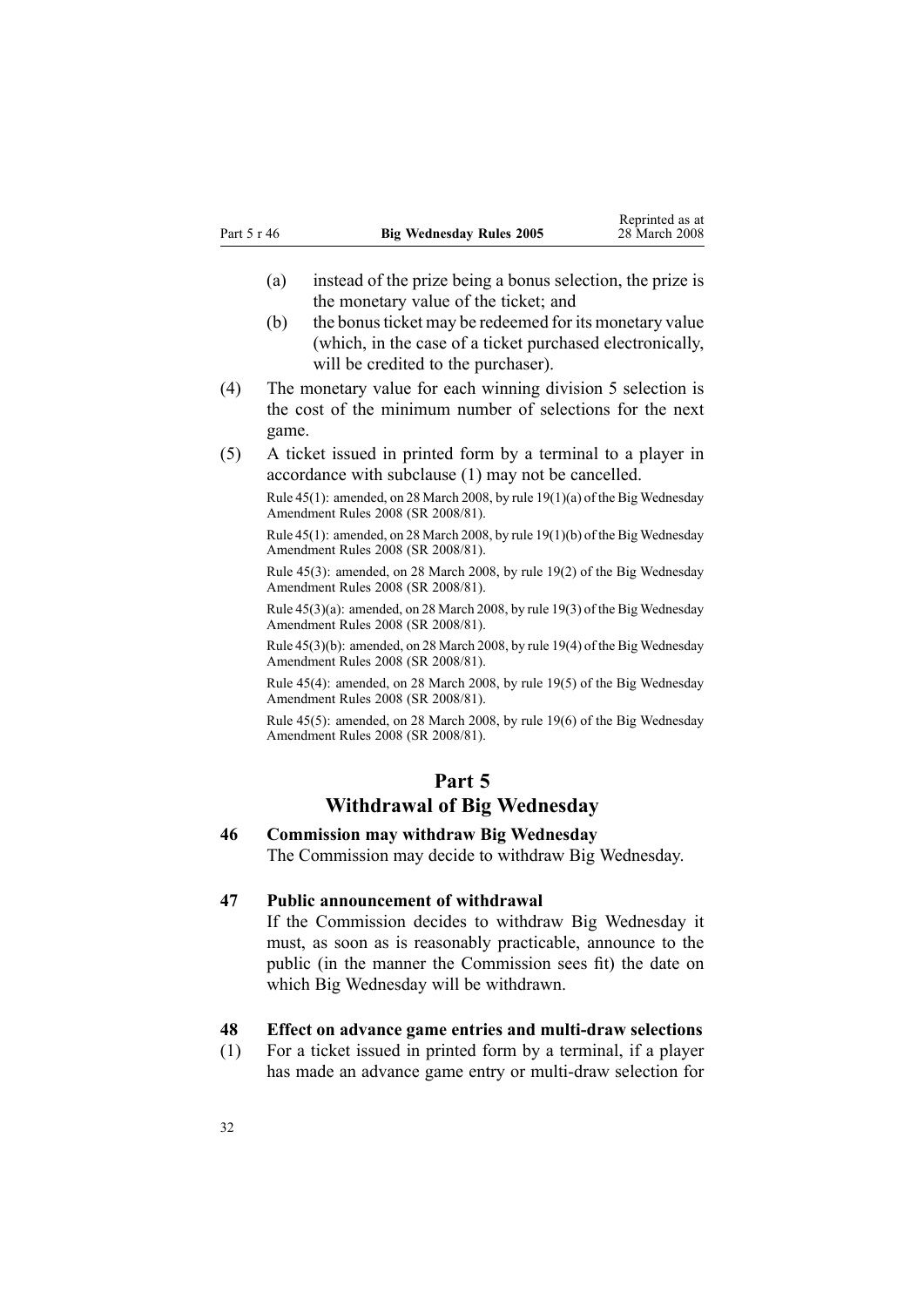(a) instead of the prize being a bonus selection, the prize is the monetary value of the ticket; and

(b) the bonus ticket may be redeemed for its monetary value (which, in the case of a ticket purchased electronically, will be credited to the purchaser).

(4) The monetary value for each winning division 5 selection is the cost of the minimum number of selections for the next game.

(5) A ticket issued in printed form by a terminal to a player in accordance with subclause (1) may not be cancelled.

Rule 45(1): amended, on 28 March 2008, by rule 19(1)(a) of the Big Wednesday Amendment Rules 2008 (SR 2008/81).

Rule 45(1): amended, on 28 March 2008, by rule 19(1)(b) of the Big Wednesday Amendment Rules 2008 (SR 2008/81).

Rule 45(3): amended, on 28 March 2008, by rule 19(2) of the Big Wednesday Amendment Rules 2008 (SR 2008/81).

Rule 45(3)(a): amended, on 28 March 2008, by rule 19(3) of the Big Wednesday Amendment Rules 2008 (SR 2008/81).

Rule 45(3)(b): amended, on 28 March 2008, by rule 19(4) of the Big Wednesday Amendment Rules 2008 (SR 2008/81).

Rule 45(4): amended, on 28 March 2008, by rule 19(5) of the Big Wednesday Amendment Rules 2008 (SR 2008/81).

Rule 45(5): amended, on 28 March 2008, by rule 19(6) of the Big Wednesday Amendment Rules 2008 (SR 2008/81).

## Part 5
## Withdrawal of Big Wednesday

### 46 Commission may withdraw Big Wednesday

The Commission may decide to withdraw Big Wednesday.

### 47 Public announcement of withdrawal

If the Commission decides to withdraw Big Wednesday it must, as soon as is reasonably practicable, announce to the public (in the manner the Commission sees fit) the date on which Big Wednesday will be withdrawn.

### 48 Effect on advance game entries and multi-draw selections

(1) For a ticket issued in printed form by a terminal, if a player has made an advance game entry or multi-draw selection for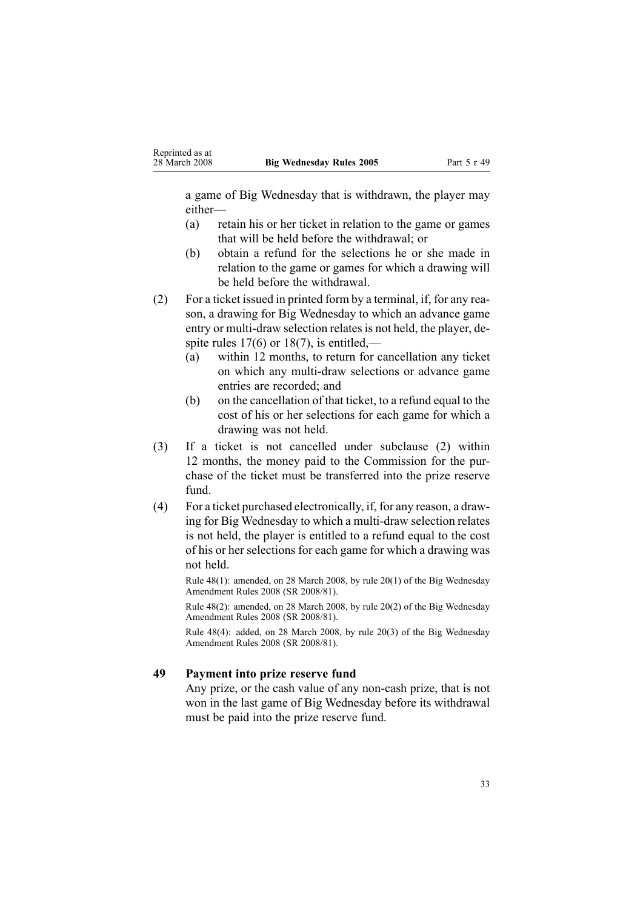a game of Big Wednesday that is withdrawn, the player may either—

(a) retain his or her ticket in relation to the game or games that will be held before the withdrawal; or

(b) obtain a refund for the selections he or she made in relation to the game or games for which a drawing will be held before the withdrawal.

(2) For a ticket issued in printed form by a terminal, if, for any reason, a drawing for Big Wednesday to which an advance game entry or multi-draw selection relates is not held, the player, despite rules 17(6) or 18(7), is entitled,—

(a) within 12 months, to return for cancellation any ticket on which any multi-draw selections or advance game entries are recorded; and

(b) on the cancellation of that ticket, to a refund equal to the cost of his or her selections for each game for which a drawing was not held.

(3) If a ticket is not cancelled under subclause (2) within 12 months, the money paid to the Commission for the purchase of the ticket must be transferred into the prize reserve fund.

(4) For a ticket purchased electronically, if, for any reason, a drawing for Big Wednesday to which a multi-draw selection relates is not held, the player is entitled to a refund equal to the cost of his or her selections for each game for which a drawing was not held.

Rule 48(1): amended, on 28 March 2008, by rule 20(1) of the Big Wednesday Amendment Rules 2008 (SR 2008/81).

Rule 48(2): amended, on 28 March 2008, by rule 20(2) of the Big Wednesday Amendment Rules 2008 (SR 2008/81).

Rule 48(4): added, on 28 March 2008, by rule 20(3) of the Big Wednesday Amendment Rules 2008 (SR 2008/81).

### 49 Payment into prize reserve fund

Any prize, or the cash value of any non-cash prize, that is not won in the last game of Big Wednesday before its withdrawal must be paid into the prize reserve fund.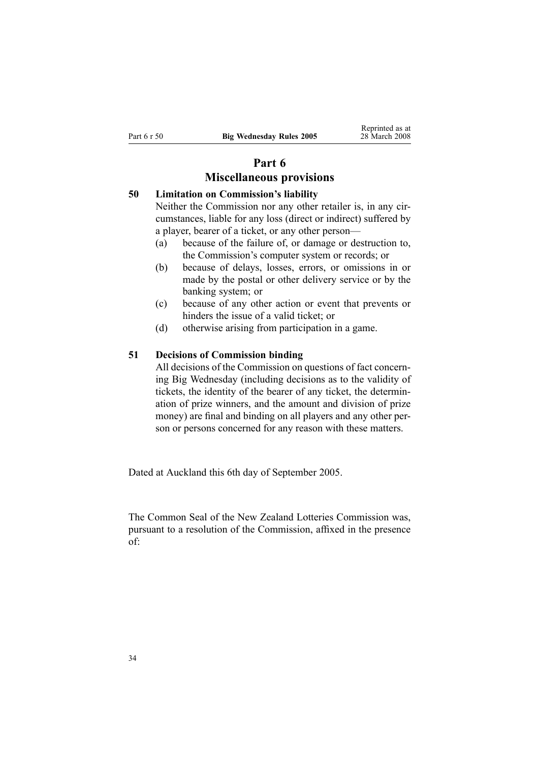# Part 6
# Miscellaneous provisions

### 50 Limitation on Commission's liability

Neither the Commission nor any other retailer is, in any circumstances, liable for any loss (direct or indirect) suffered by a player, bearer of a ticket, or any other person—

(a) because of the failure of, or damage or destruction to, the Commission's computer system or records; or

(b) because of delays, losses, errors, or omissions in or made by the postal or other delivery service or by the banking system; or

(c) because of any other action or event that prevents or hinders the issue of a valid ticket; or

(d) otherwise arising from participation in a game.

### 51 Decisions of Commission binding

All decisions of the Commission on questions of fact concerning Big Wednesday (including decisions as to the validity of tickets, the identity of the bearer of any ticket, the determination of prize winners, and the amount and division of prize money) are final and binding on all players and any other person or persons concerned for any reason with these matters.

Dated at Auckland this 6th day of September 2005.

The Common Seal of the New Zealand Lotteries Commission was, pursuant to a resolution of the Commission, affixed in the presence of: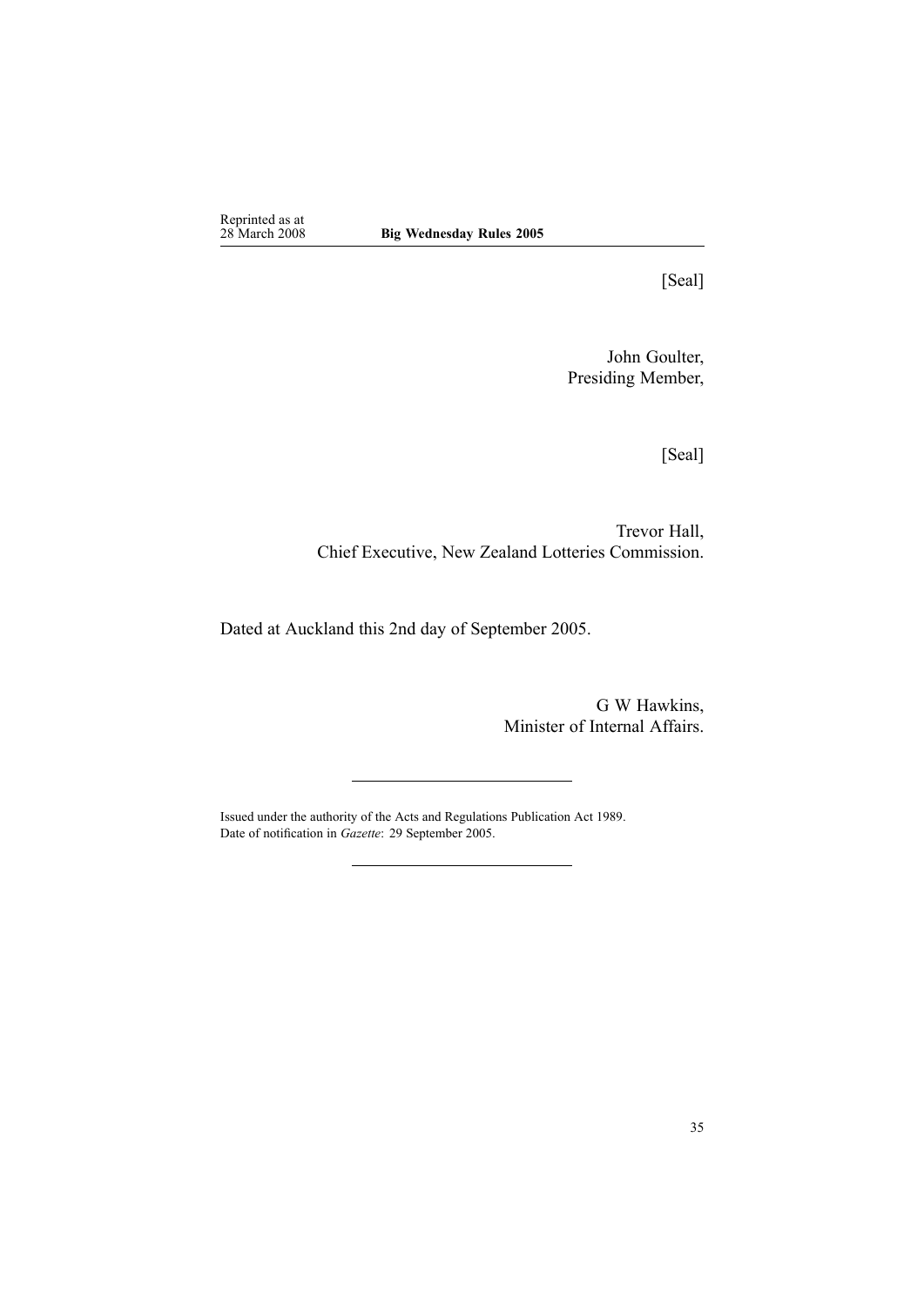[Seal]

John Goulter,
Presiding Member,

[Seal]

Trevor Hall,
Chief Executive, New Zealand Lotteries Commission.

Dated at Auckland this 2nd day of September 2005.

G W Hawkins,
Minister of Internal Affairs.

---

Issued under the authority of the Acts and Regulations Publication Act 1989.
Date of notification in *Gazette*: 29 September 2005.

---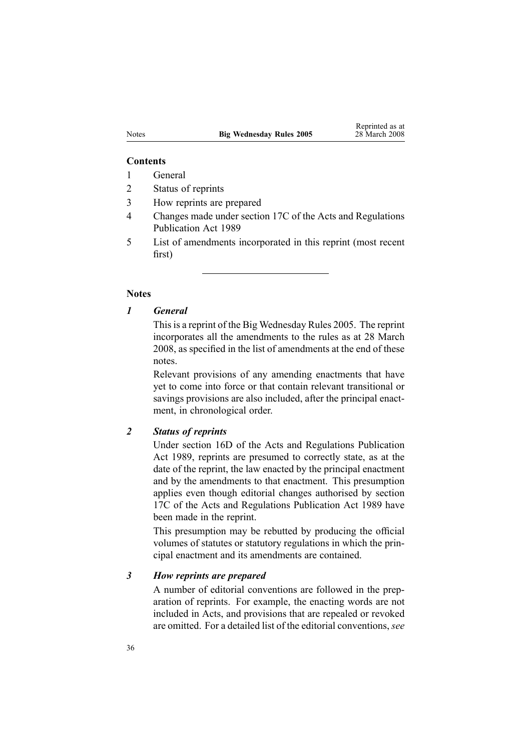**Contents**

1 General

2 Status of reprints

3 How reprints are prepared

4 Changes made under section 17C of the Acts and Regulations Publication Act 1989

5 List of amendments incorporated in this reprint (most recent first)

---

**Notes**

### *1 General*

This is a reprint of the Big Wednesday Rules 2005. The reprint incorporates all the amendments to the rules as at 28 March 2008, as specified in the list of amendments at the end of these notes.

Relevant provisions of any amending enactments that have yet to come into force or that contain relevant transitional or savings provisions are also included, after the principal enactment, in chronological order.

### *2 Status of reprints*

Under section 16D of the Acts and Regulations Publication Act 1989, reprints are presumed to correctly state, as at the date of the reprint, the law enacted by the principal enactment and by the amendments to that enactment. This presumption applies even though editorial changes authorised by section 17C of the Acts and Regulations Publication Act 1989 have been made in the reprint.

This presumption may be rebutted by producing the official volumes of statutes or statutory regulations in which the principal enactment and its amendments are contained.

### *3 How reprints are prepared*

A number of editorial conventions are followed in the preparation of reprints. For example, the enacting words are not included in Acts, and provisions that are repealed or revoked are omitted. For a detailed list of the editorial conventions, *see*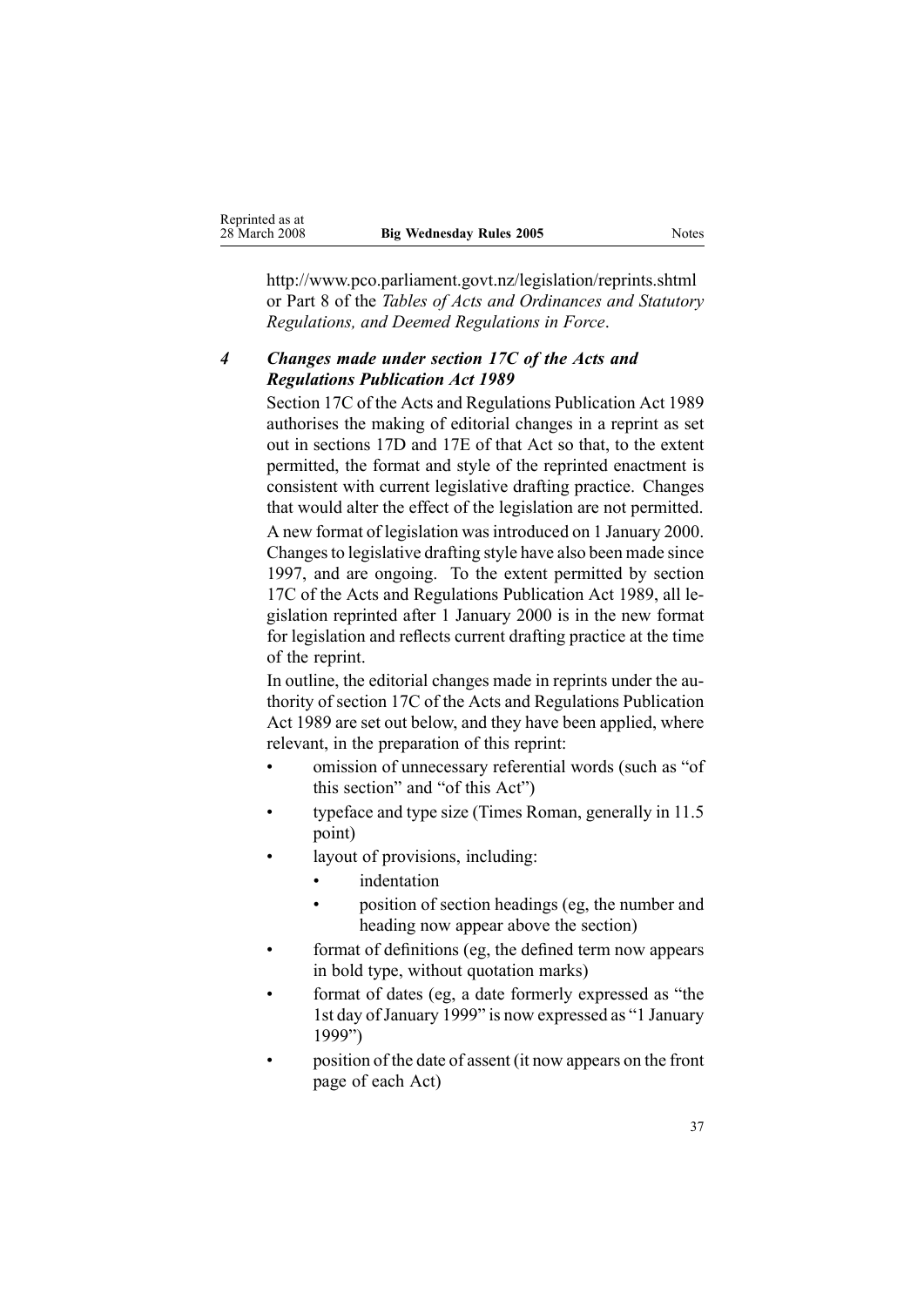http://www.pco.parliament.govt.nz/legislation/reprints.shtml or Part 8 of the *Tables of Acts and Ordinances and Statutory Regulations, and Deemed Regulations in Force*.

### *4 Changes made under section 17C of the Acts and Regulations Publication Act 1989*

Section 17C of the Acts and Regulations Publication Act 1989 authorises the making of editorial changes in a reprint as set out in sections 17D and 17E of that Act so that, to the extent permitted, the format and style of the reprinted enactment is consistent with current legislative drafting practice. Changes that would alter the effect of the legislation are not permitted.

A new format of legislation was introduced on 1 January 2000. Changes to legislative drafting style have also been made since 1997, and are ongoing. To the extent permitted by section 17C of the Acts and Regulations Publication Act 1989, all legislation reprinted after 1 January 2000 is in the new format for legislation and reflects current drafting practice at the time of the reprint.

In outline, the editorial changes made in reprints under the authority of section 17C of the Acts and Regulations Publication Act 1989 are set out below, and they have been applied, where relevant, in the preparation of this reprint:

- omission of unnecessary referential words (such as "of this section" and "of this Act")
- typeface and type size (Times Roman, generally in 11.5 point)
- layout of provisions, including:
  - indentation
  - position of section headings (eg, the number and heading now appear above the section)
- format of definitions (eg, the defined term now appears in bold type, without quotation marks)
- format of dates (eg, a date formerly expressed as "the 1st day of January 1999" is now expressed as "1 January 1999")
- position of the date of assent (it now appears on the front page of each Act)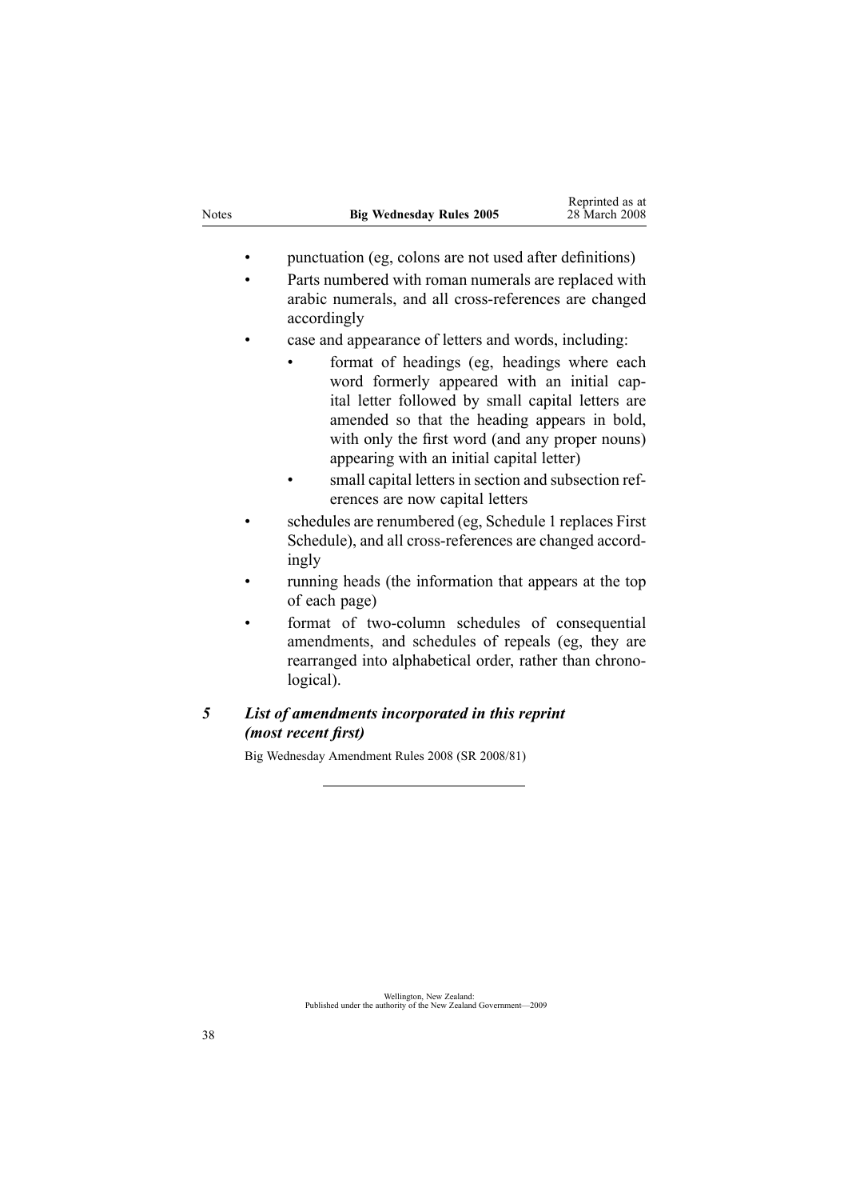- punctuation (eg, colons are not used after definitions)
- Parts numbered with roman numerals are replaced with arabic numerals, and all cross-references are changed accordingly
- case and appearance of letters and words, including:
    - format of headings (eg, headings where each word formerly appeared with an initial capital letter followed by small capital letters are amended so that the heading appears in bold, with only the first word (and any proper nouns) appearing with an initial capital letter)
    - small capital letters in section and subsection references are now capital letters
- schedules are renumbered (eg, Schedule 1 replaces First Schedule), and all cross-references are changed accordingly
- running heads (the information that appears at the top of each page)
- format of two-column schedules of consequential amendments, and schedules of repeals (eg, they are rearranged into alphabetical order, rather than chronological).

### *5 List of amendments incorporated in this reprint (most recent first)*

Big Wednesday Amendment Rules 2008 (SR 2008/81)

Wellington, New Zealand:
Published under the authority of the New Zealand Government—2009